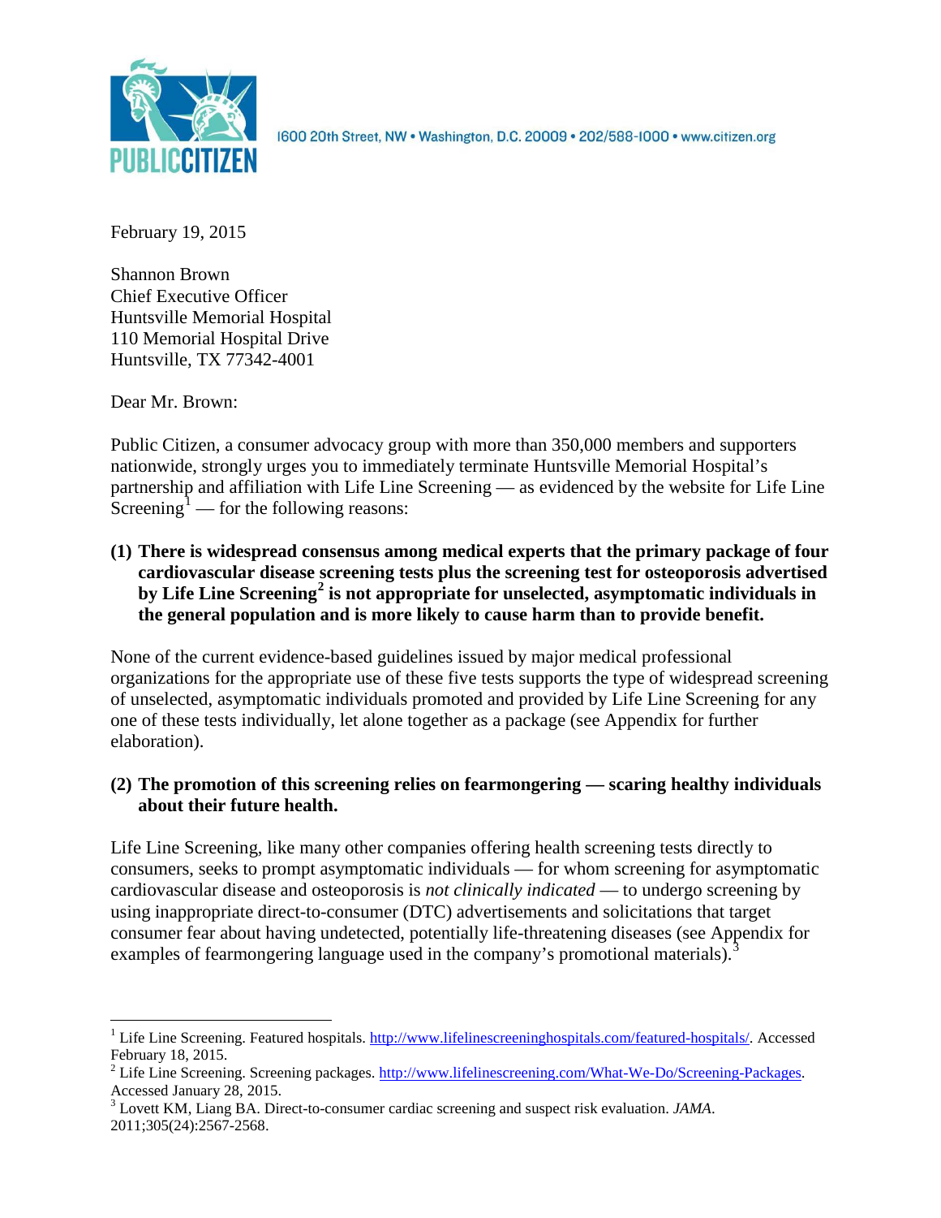PUBLIC CITIZEN

1600 20th Street, NW • Washington, D.C. 20009 • 202/588-1000 • www.citizen.org

February 19, 2015

Shannon Brown
Chief Executive Officer
Huntsville Memorial Hospital
110 Memorial Hospital Drive
Huntsville, TX 77342-4001

Dear Mr. Brown:

Public Citizen, a consumer advocacy group with more than 350,000 members and supporters nationwide, strongly urges you to immediately terminate Huntsville Memorial Hospital's partnership and affiliation with Life Line Screening — as evidenced by the website for Life Line Screening[1] — for the following reasons:

**(1) There is widespread consensus among medical experts that the primary package of four cardiovascular disease screening tests plus the screening test for osteoporosis advertised by Life Line Screening[2] is not appropriate for unselected, asymptomatic individuals in the general population and is more likely to cause harm than to provide benefit.**

None of the current evidence-based guidelines issued by major medical professional organizations for the appropriate use of these five tests supports the type of widespread screening of unselected, asymptomatic individuals promoted and provided by Life Line Screening for any one of these tests individually, let alone together as a package (see Appendix for further elaboration).

**(2) The promotion of this screening relies on fearmongering — scaring healthy individuals about their future health.**

Life Line Screening, like many other companies offering health screening tests directly to consumers, seeks to prompt asymptomatic individuals — for whom screening for asymptomatic cardiovascular disease and osteoporosis is *not clinically indicated* — to undergo screening by using inappropriate direct-to-consumer (DTC) advertisements and solicitations that target consumer fear about having undetected, potentially life-threatening diseases (see Appendix for examples of fearmongering language used in the company's promotional materials).[3]

---

[1] Life Line Screening. Featured hospitals. http://www.lifelinescreeninghospitals.com/featured-hospitals/. Accessed February 18, 2015.

[2] Life Line Screening. Screening packages. http://www.lifelinescreening.com/What-We-Do/Screening-Packages. Accessed January 28, 2015.

[3] Lovett KM, Liang BA. Direct-to-consumer cardiac screening and suspect risk evaluation. *JAMA*. 2011;305(24):2567-2568.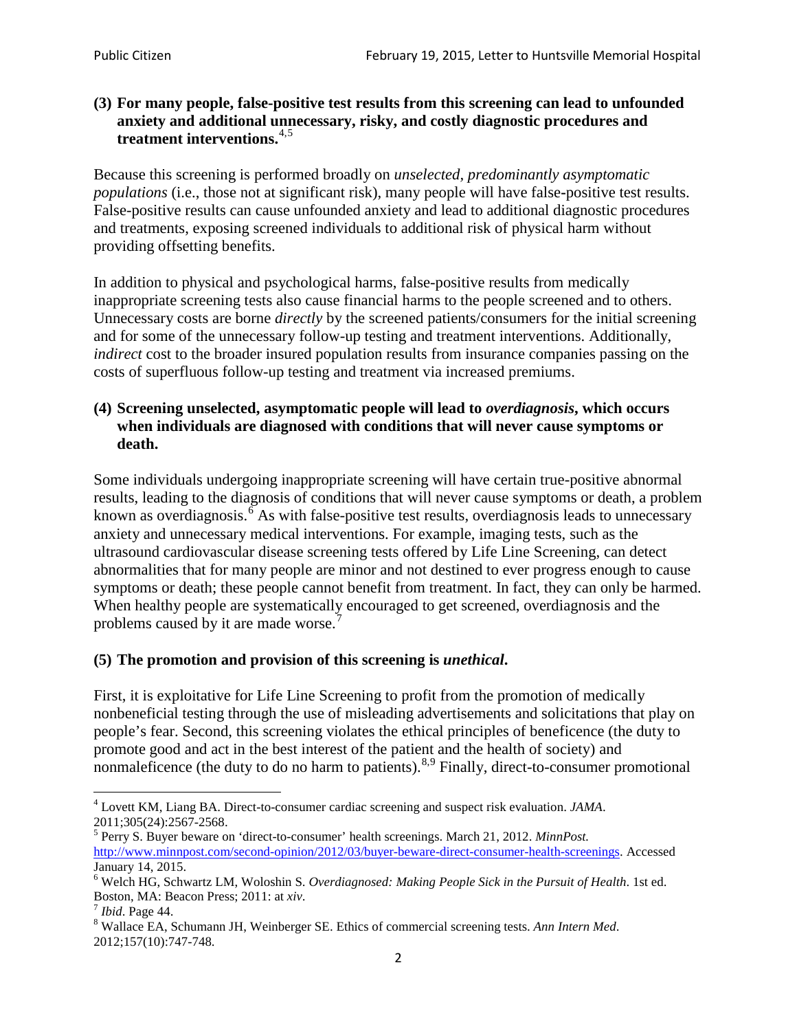**(3) For many people, false-positive test results from this screening can lead to unfounded anxiety and additional unnecessary, risky, and costly diagnostic procedures and treatment interventions.**[4,5]

Because this screening is performed broadly on *unselected, predominantly asymptomatic populations* (i.e., those not at significant risk), many people will have false-positive test results. False-positive results can cause unfounded anxiety and lead to additional diagnostic procedures and treatments, exposing screened individuals to additional risk of physical harm without providing offsetting benefits.

In addition to physical and psychological harms, false-positive results from medically inappropriate screening tests also cause financial harms to the people screened and to others. Unnecessary costs are borne *directly* by the screened patients/consumers for the initial screening and for some of the unnecessary follow-up testing and treatment interventions. Additionally, *indirect* cost to the broader insured population results from insurance companies passing on the costs of superfluous follow-up testing and treatment via increased premiums.

**(4) Screening unselected, asymptomatic people will lead to *overdiagnosis*, which occurs when individuals are diagnosed with conditions that will never cause symptoms or death.**

Some individuals undergoing inappropriate screening will have certain true-positive abnormal results, leading to the diagnosis of conditions that will never cause symptoms or death, a problem known as overdiagnosis.[6] As with false-positive test results, overdiagnosis leads to unnecessary anxiety and unnecessary medical interventions. For example, imaging tests, such as the ultrasound cardiovascular disease screening tests offered by Life Line Screening, can detect abnormalities that for many people are minor and not destined to ever progress enough to cause symptoms or death; these people cannot benefit from treatment. In fact, they can only be harmed. When healthy people are systematically encouraged to get screened, overdiagnosis and the problems caused by it are made worse.[7]

**(5) The promotion and provision of this screening is *unethical*.**

First, it is exploitative for Life Line Screening to profit from the promotion of medically nonbeneficial testing through the use of misleading advertisements and solicitations that play on people's fear. Second, this screening violates the ethical principles of beneficence (the duty to promote good and act in the best interest of the patient and the health of society) and nonmaleficence (the duty to do no harm to patients).[8,9] Finally, direct-to-consumer promotional

---

[4] Lovett KM, Liang BA. Direct-to-consumer cardiac screening and suspect risk evaluation. *JAMA*. 2011;305(24):2567-2568.

[5] Perry S. Buyer beware on 'direct-to-consumer' health screenings. March 21, 2012. *MinnPost.* http://www.minnpost.com/second-opinion/2012/03/buyer-beware-direct-consumer-health-screenings. Accessed January 14, 2015.

[6] Welch HG, Schwartz LM, Woloshin S. *Overdiagnosed: Making People Sick in the Pursuit of Health*. 1st ed. Boston, MA: Beacon Press; 2011: at *xiv*.

[7] *Ibid*. Page 44.

[8] Wallace EA, Schumann JH, Weinberger SE. Ethics of commercial screening tests. *Ann Intern Med*. 2012;157(10):747-748.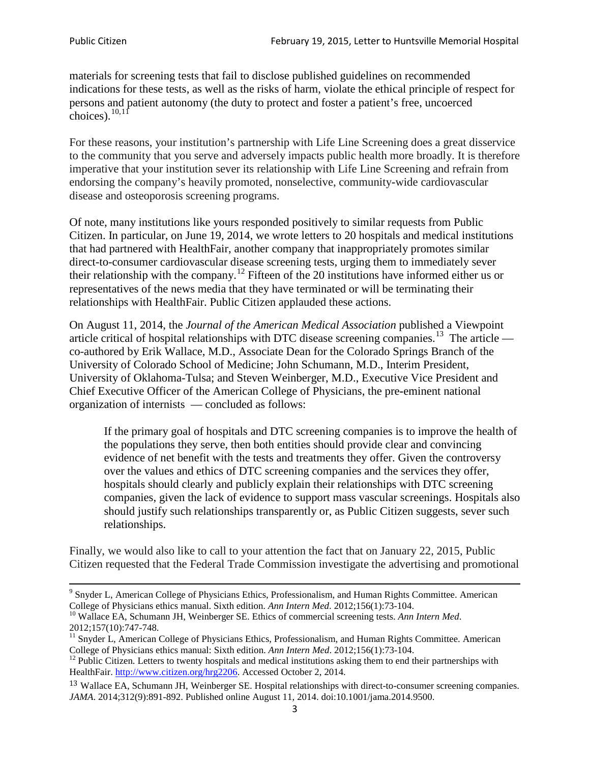materials for screening tests that fail to disclose published guidelines on recommended indications for these tests, as well as the risks of harm, violate the ethical principle of respect for persons and patient autonomy (the duty to protect and foster a patient's free, uncoerced choices).[10,11]

For these reasons, your institution's partnership with Life Line Screening does a great disservice to the community that you serve and adversely impacts public health more broadly. It is therefore imperative that your institution sever its relationship with Life Line Screening and refrain from endorsing the company's heavily promoted, nonselective, community-wide cardiovascular disease and osteoporosis screening programs.

Of note, many institutions like yours responded positively to similar requests from Public Citizen. In particular, on June 19, 2014, we wrote letters to 20 hospitals and medical institutions that had partnered with HealthFair, another company that inappropriately promotes similar direct-to-consumer cardiovascular disease screening tests, urging them to immediately sever their relationship with the company.[12] Fifteen of the 20 institutions have informed either us or representatives of the news media that they have terminated or will be terminating their relationships with HealthFair. Public Citizen applauded these actions.

On August 11, 2014, the *Journal of the American Medical Association* published a Viewpoint article critical of hospital relationships with DTC disease screening companies.[13] The article — co-authored by Erik Wallace, M.D., Associate Dean for the Colorado Springs Branch of the University of Colorado School of Medicine; John Schumann, M.D., Interim President, University of Oklahoma-Tulsa; and Steven Weinberger, M.D., Executive Vice President and Chief Executive Officer of the American College of Physicians, the pre-eminent national organization of internists — concluded as follows:

> If the primary goal of hospitals and DTC screening companies is to improve the health of the populations they serve, then both entities should provide clear and convincing evidence of net benefit with the tests and treatments they offer. Given the controversy over the values and ethics of DTC screening companies and the services they offer, hospitals should clearly and publicly explain their relationships with DTC screening companies, given the lack of evidence to support mass vascular screenings. Hospitals also should justify such relationships transparently or, as Public Citizen suggests, sever such relationships.

Finally, we would also like to call to your attention the fact that on January 22, 2015, Public Citizen requested that the Federal Trade Commission investigate the advertising and promotional

---

[9] Snyder L, American College of Physicians Ethics, Professionalism, and Human Rights Committee. American College of Physicians ethics manual. Sixth edition. *Ann Intern Med*. 2012;156(1):73-104.

[10] Wallace EA, Schumann JH, Weinberger SE. Ethics of commercial screening tests. *Ann Intern Med*. 2012;157(10):747-748.

[11] Snyder L, American College of Physicians Ethics, Professionalism, and Human Rights Committee. American College of Physicians ethics manual: Sixth edition. *Ann Intern Med*. 2012;156(1):73-104.

[12] Public Citizen. Letters to twenty hospitals and medical institutions asking them to end their partnerships with HealthFair. http://www.citizen.org/hrg2206. Accessed October 2, 2014.

[13] Wallace EA, Schumann JH, Weinberger SE. Hospital relationships with direct-to-consumer screening companies. *JAMA*. 2014;312(9):891-892. Published online August 11, 2014. doi:10.1001/jama.2014.9500.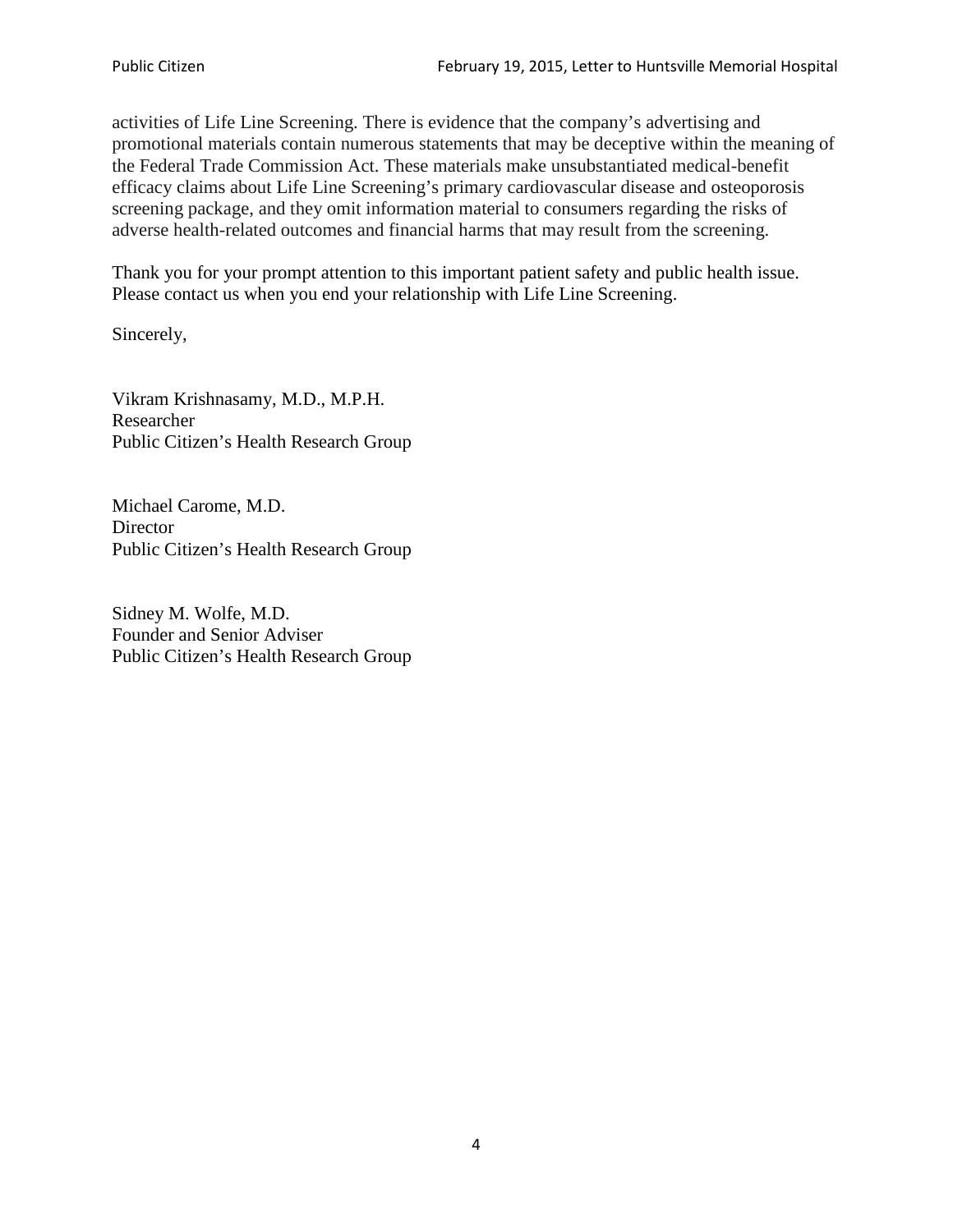activities of Life Line Screening. There is evidence that the company's advertising and promotional materials contain numerous statements that may be deceptive within the meaning of the Federal Trade Commission Act. These materials make unsubstantiated medical-benefit efficacy claims about Life Line Screening's primary cardiovascular disease and osteoporosis screening package, and they omit information material to consumers regarding the risks of adverse health-related outcomes and financial harms that may result from the screening.

Thank you for your prompt attention to this important patient safety and public health issue. Please contact us when you end your relationship with Life Line Screening.

Sincerely,

Vikram Krishnasamy, M.D., M.P.H.
Researcher
Public Citizen's Health Research Group

Michael Carome, M.D.
Director
Public Citizen's Health Research Group

Sidney M. Wolfe, M.D.
Founder and Senior Adviser
Public Citizen's Health Research Group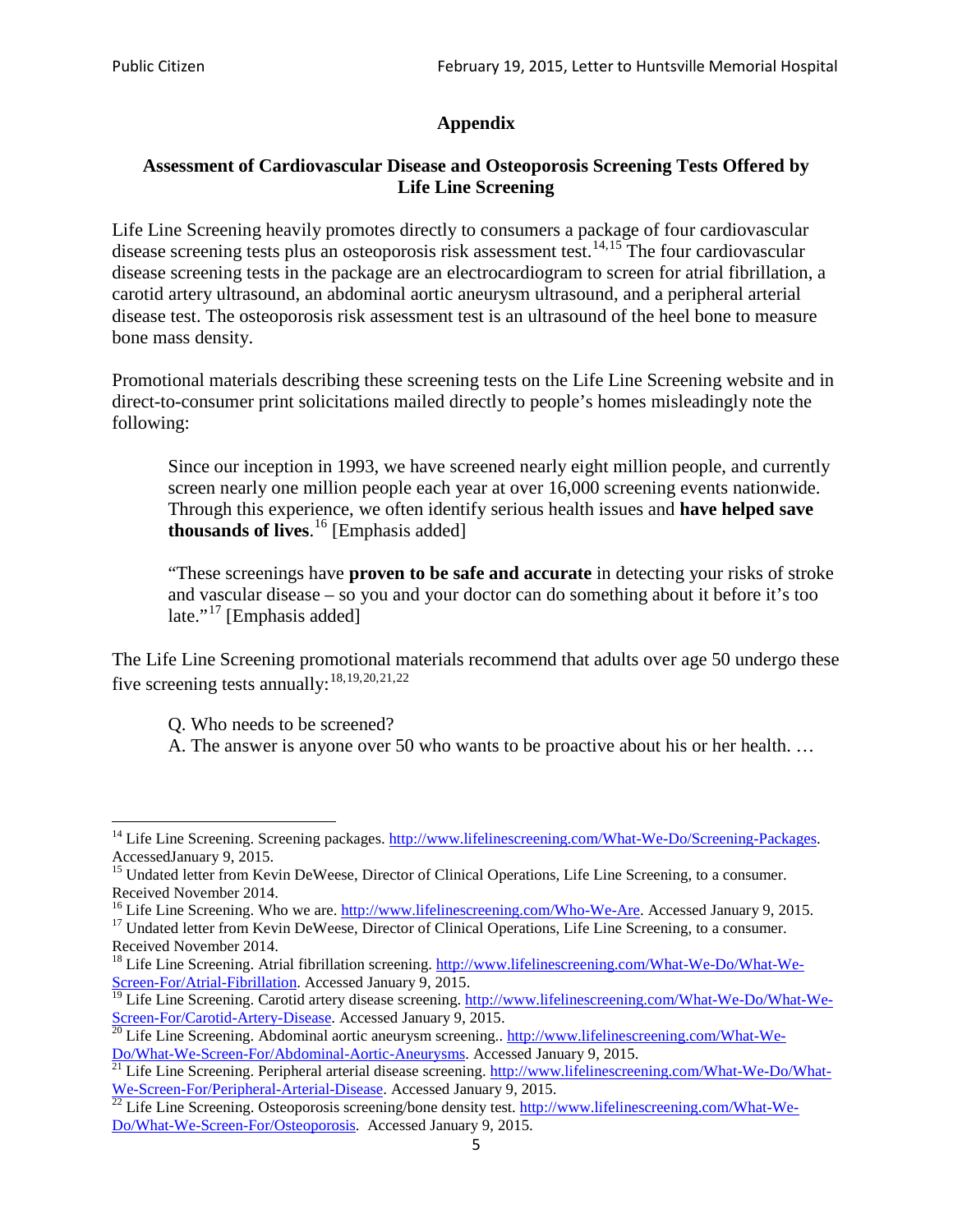## Appendix

### Assessment of Cardiovascular Disease and Osteoporosis Screening Tests Offered by Life Line Screening

Life Line Screening heavily promotes directly to consumers a package of four cardiovascular disease screening tests plus an osteoporosis risk assessment test.[14,15] The four cardiovascular disease screening tests in the package are an electrocardiogram to screen for atrial fibrillation, a carotid artery ultrasound, an abdominal aortic aneurysm ultrasound, and a peripheral arterial disease test. The osteoporosis risk assessment test is an ultrasound of the heel bone to measure bone mass density.

Promotional materials describing these screening tests on the Life Line Screening website and in direct-to-consumer print solicitations mailed directly to people's homes misleadingly note the following:

> Since our inception in 1993, we have screened nearly eight million people, and currently screen nearly one million people each year at over 16,000 screening events nationwide. Through this experience, we often identify serious health issues and **have helped save thousands of lives**.[16] [Emphasis added]
>
> "These screenings have **proven to be safe and accurate** in detecting your risks of stroke and vascular disease – so you and your doctor can do something about it before it's too late."[17] [Emphasis added]

The Life Line Screening promotional materials recommend that adults over age 50 undergo these five screening tests annually:[18,19,20,21,22]

> Q. Who needs to be screened?
> A. The answer is anyone over 50 who wants to be proactive about his or her health. …

---

[14] Life Line Screening. Screening packages. http://www.lifelinescreening.com/What-We-Do/Screening-Packages. AccessedJanuary 9, 2015.

[15] Undated letter from Kevin DeWeese, Director of Clinical Operations, Life Line Screening, to a consumer. Received November 2014.

[16] Life Line Screening. Who we are. http://www.lifelinescreening.com/Who-We-Are. Accessed January 9, 2015.

[17] Undated letter from Kevin DeWeese, Director of Clinical Operations, Life Line Screening, to a consumer. Received November 2014.

[18] Life Line Screening. Atrial fibrillation screening. http://www.lifelinescreening.com/What-We-Do/What-We-Screen-For/Atrial-Fibrillation. Accessed January 9, 2015.

[19] Life Line Screening. Carotid artery disease screening. http://www.lifelinescreening.com/What-We-Do/What-We-Screen-For/Carotid-Artery-Disease. Accessed January 9, 2015.

[20] Life Line Screening. Abdominal aortic aneurysm screening.. http://www.lifelinescreening.com/What-We-Do/What-We-Screen-For/Abdominal-Aortic-Aneurysms. Accessed January 9, 2015.

[21] Life Line Screening. Peripheral arterial disease screening. http://www.lifelinescreening.com/What-We-Do/What-We-Screen-For/Peripheral-Arterial-Disease. Accessed January 9, 2015.

[22] Life Line Screening. Osteoporosis screening/bone density test. http://www.lifelinescreening.com/What-We-Do/What-We-Screen-For/Osteoporosis. Accessed January 9, 2015.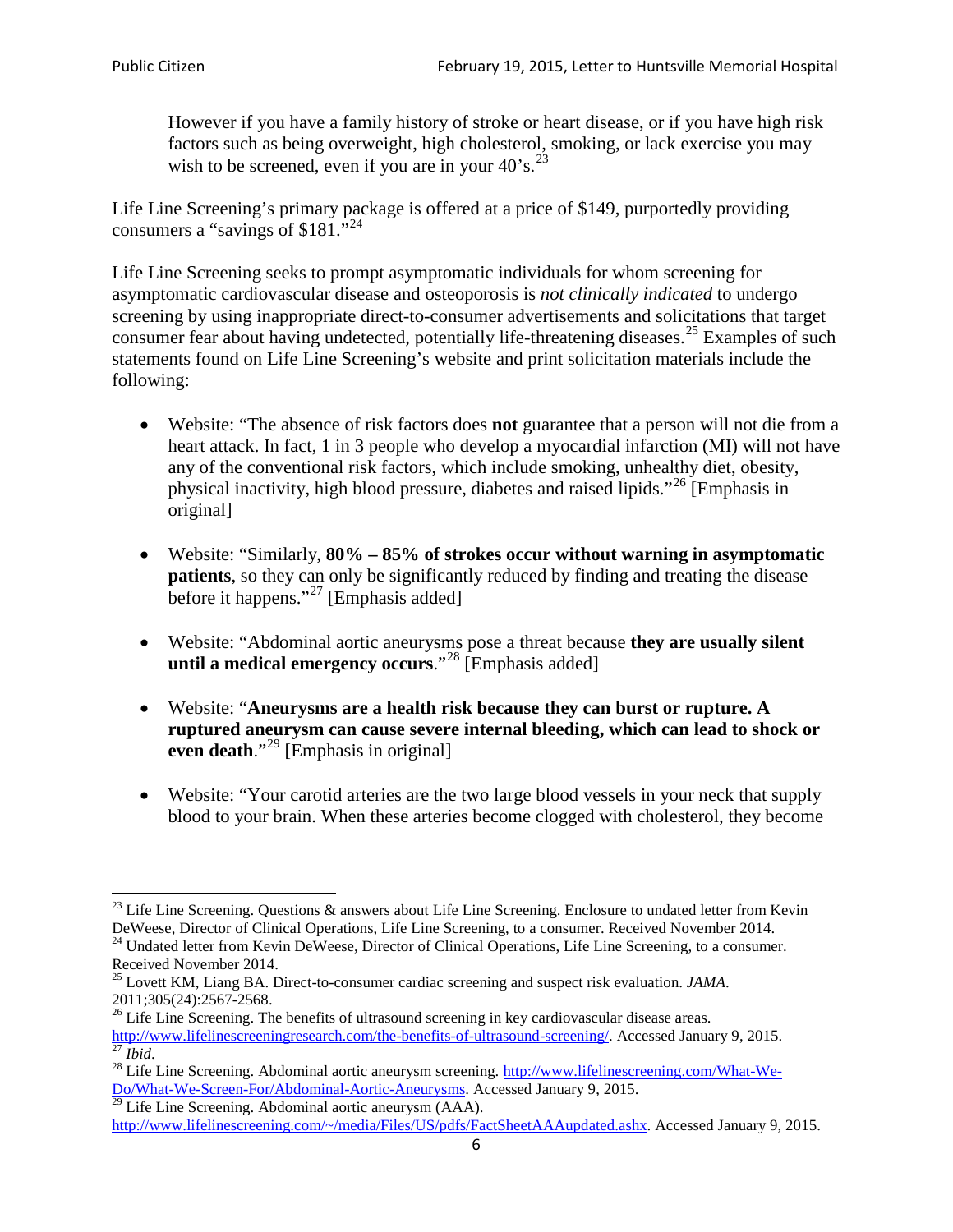However if you have a family history of stroke or heart disease, or if you have high risk factors such as being overweight, high cholesterol, smoking, or lack exercise you may wish to be screened, even if you are in your 40's.[23]

Life Line Screening's primary package is offered at a price of $149, purportedly providing consumers a "savings of $181."[24]

Life Line Screening seeks to prompt asymptomatic individuals for whom screening for asymptomatic cardiovascular disease and osteoporosis is *not clinically indicated* to undergo screening by using inappropriate direct-to-consumer advertisements and solicitations that target consumer fear about having undetected, potentially life-threatening diseases.[25] Examples of such statements found on Life Line Screening's website and print solicitation materials include the following:

- Website: "The absence of risk factors does **not** guarantee that a person will not die from a heart attack. In fact, 1 in 3 people who develop a myocardial infarction (MI) will not have any of the conventional risk factors, which include smoking, unhealthy diet, obesity, physical inactivity, high blood pressure, diabetes and raised lipids."[26] [Emphasis in original]

- Website: "Similarly, **80% – 85% of strokes occur without warning in asymptomatic patients**, so they can only be significantly reduced by finding and treating the disease before it happens."[27] [Emphasis added]

- Website: "Abdominal aortic aneurysms pose a threat because **they are usually silent until a medical emergency occurs**."[28] [Emphasis added]

- Website: "**Aneurysms are a health risk because they can burst or rupture. A ruptured aneurysm can cause severe internal bleeding, which can lead to shock or even death**."[29] [Emphasis in original]

- Website: "Your carotid arteries are the two large blood vessels in your neck that supply blood to your brain. When these arteries become clogged with cholesterol, they become

---

[23] Life Line Screening. Questions & answers about Life Line Screening. Enclosure to undated letter from Kevin DeWeese, Director of Clinical Operations, Life Line Screening, to a consumer. Received November 2014.

[24] Undated letter from Kevin DeWeese, Director of Clinical Operations, Life Line Screening, to a consumer. Received November 2014.

[25] Lovett KM, Liang BA. Direct-to-consumer cardiac screening and suspect risk evaluation. *JAMA*. 2011;305(24):2567-2568.

[26] Life Line Screening. The benefits of ultrasound screening in key cardiovascular disease areas. http://www.lifelinescreeningresearch.com/the-benefits-of-ultrasound-screening/. Accessed January 9, 2015.

[27] *Ibid*.

[28] Life Line Screening. Abdominal aortic aneurysm screening. http://www.lifelinescreening.com/What-We-Do/What-We-Screen-For/Abdominal-Aortic-Aneurysms. Accessed January 9, 2015.

[29] Life Line Screening. Abdominal aortic aneurysm (AAA). http://www.lifelinescreening.com/~/media/Files/US/pdfs/FactSheetAAAupdated.ashx. Accessed January 9, 2015.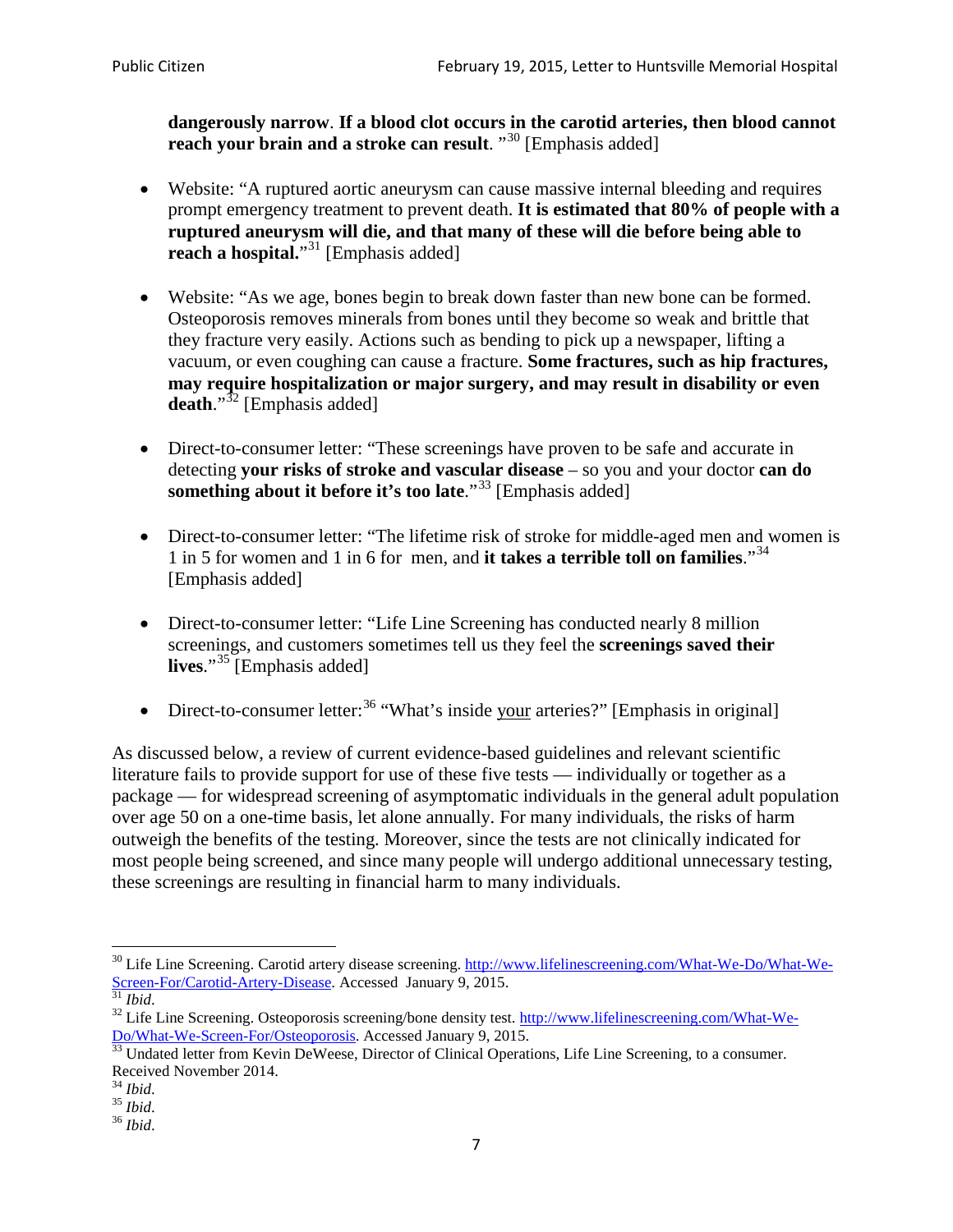**dangerously narrow**. **If a blood clot occurs in the carotid arteries, then blood cannot reach your brain and a stroke can result**. "[30] [Emphasis added]

- Website: "A ruptured aortic aneurysm can cause massive internal bleeding and requires prompt emergency treatment to prevent death. **It is estimated that 80% of people with a ruptured aneurysm will die, and that many of these will die before being able to reach a hospital.**"[31] [Emphasis added]

- Website: "As we age, bones begin to break down faster than new bone can be formed. Osteoporosis removes minerals from bones until they become so weak and brittle that they fracture very easily. Actions such as bending to pick up a newspaper, lifting a vacuum, or even coughing can cause a fracture. **Some fractures, such as hip fractures, may require hospitalization or major surgery, and may result in disability or even death**."[32] [Emphasis added]

- Direct-to-consumer letter: "These screenings have proven to be safe and accurate in detecting **your risks of stroke and vascular disease** – so you and your doctor **can do something about it before it's too late**."[33] [Emphasis added]

- Direct-to-consumer letter: "The lifetime risk of stroke for middle-aged men and women is 1 in 5 for women and 1 in 6 for men, and **it takes a terrible toll on families**."[34] [Emphasis added]

- Direct-to-consumer letter: "Life Line Screening has conducted nearly 8 million screenings, and customers sometimes tell us they feel the **screenings saved their lives**."[35] [Emphasis added]

- Direct-to-consumer letter:[36] "What's inside <u>your</u> arteries?" [Emphasis in original]

As discussed below, a review of current evidence-based guidelines and relevant scientific literature fails to provide support for use of these five tests — individually or together as a package — for widespread screening of asymptomatic individuals in the general adult population over age 50 on a one-time basis, let alone annually. For many individuals, the risks of harm outweigh the benefits of the testing. Moreover, since the tests are not clinically indicated for most people being screened, and since many people will undergo additional unnecessary testing, these screenings are resulting in financial harm to many individuals.

---

[30] Life Line Screening. Carotid artery disease screening. http://www.lifelinescreening.com/What-We-Do/What-We-Screen-For/Carotid-Artery-Disease. Accessed January 9, 2015.

[31] *Ibid*.

[32] Life Line Screening. Osteoporosis screening/bone density test. http://www.lifelinescreening.com/What-We-Do/What-We-Screen-For/Osteoporosis. Accessed January 9, 2015.

[33] Undated letter from Kevin DeWeese, Director of Clinical Operations, Life Line Screening, to a consumer. Received November 2014.

[34] *Ibid*.

[35] *Ibid*.

[36] *Ibid*.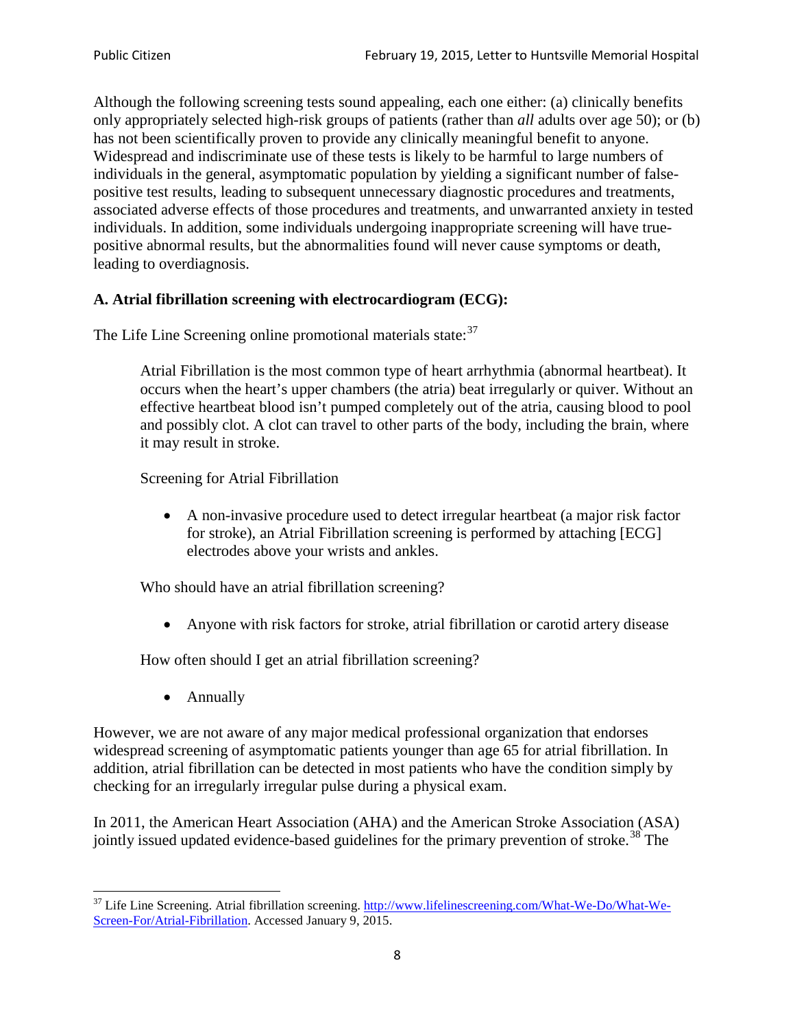Although the following screening tests sound appealing, each one either: (a) clinically benefits only appropriately selected high-risk groups of patients (rather than *all* adults over age 50); or (b) has not been scientifically proven to provide any clinically meaningful benefit to anyone. Widespread and indiscriminate use of these tests is likely to be harmful to large numbers of individuals in the general, asymptomatic population by yielding a significant number of false-positive test results, leading to subsequent unnecessary diagnostic procedures and treatments, associated adverse effects of those procedures and treatments, and unwarranted anxiety in tested individuals. In addition, some individuals undergoing inappropriate screening will have true-positive abnormal results, but the abnormalities found will never cause symptoms or death, leading to overdiagnosis.

**A. Atrial fibrillation screening with electrocardiogram (ECG):**

The Life Line Screening online promotional materials state:[37]

> Atrial Fibrillation is the most common type of heart arrhythmia (abnormal heartbeat). It occurs when the heart's upper chambers (the atria) beat irregularly or quiver. Without an effective heartbeat blood isn't pumped completely out of the atria, causing blood to pool and possibly clot. A clot can travel to other parts of the body, including the brain, where it may result in stroke.
>
> Screening for Atrial Fibrillation
>
> - A non-invasive procedure used to detect irregular heartbeat (a major risk factor for stroke), an Atrial Fibrillation screening is performed by attaching [ECG] electrodes above your wrists and ankles.
>
> Who should have an atrial fibrillation screening?
>
> - Anyone with risk factors for stroke, atrial fibrillation or carotid artery disease
>
> How often should I get an atrial fibrillation screening?
>
> - Annually

However, we are not aware of any major medical professional organization that endorses widespread screening of asymptomatic patients younger than age 65 for atrial fibrillation. In addition, atrial fibrillation can be detected in most patients who have the condition simply by checking for an irregularly irregular pulse during a physical exam.

In 2011, the American Heart Association (AHA) and the American Stroke Association (ASA) jointly issued updated evidence-based guidelines for the primary prevention of stroke.[38] The

[37] Life Line Screening. Atrial fibrillation screening. http://www.lifelinescreening.com/What-We-Do/What-We-Screen-For/Atrial-Fibrillation. Accessed January 9, 2015.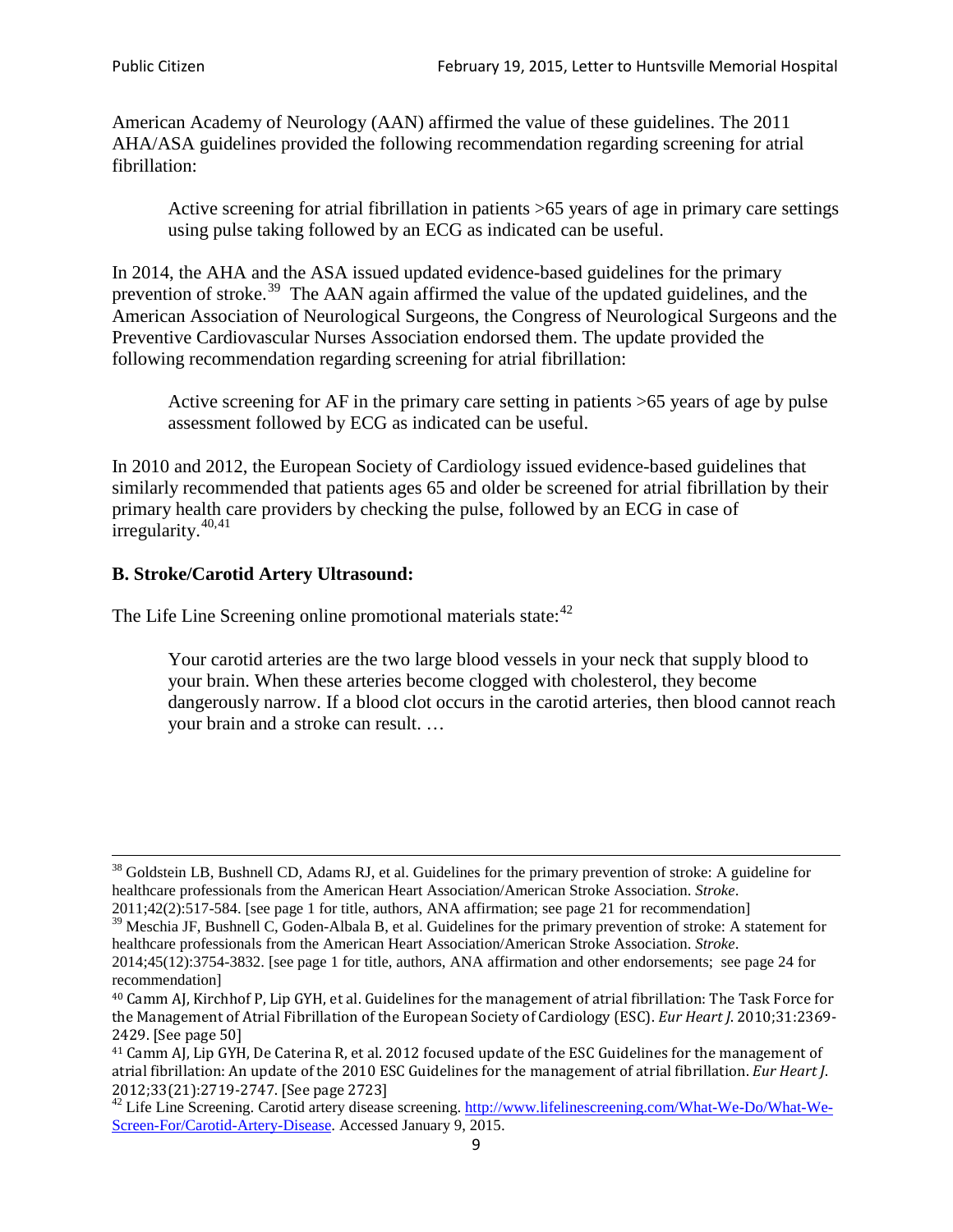American Academy of Neurology (AAN) affirmed the value of these guidelines. The 2011 AHA/ASA guidelines provided the following recommendation regarding screening for atrial fibrillation:

> Active screening for atrial fibrillation in patients >65 years of age in primary care settings using pulse taking followed by an ECG as indicated can be useful.

In 2014, the AHA and the ASA issued updated evidence-based guidelines for the primary prevention of stroke.[39] The AAN again affirmed the value of the updated guidelines, and the American Association of Neurological Surgeons, the Congress of Neurological Surgeons and the Preventive Cardiovascular Nurses Association endorsed them. The update provided the following recommendation regarding screening for atrial fibrillation:

> Active screening for AF in the primary care setting in patients >65 years of age by pulse assessment followed by ECG as indicated can be useful.

In 2010 and 2012, the European Society of Cardiology issued evidence-based guidelines that similarly recommended that patients ages 65 and older be screened for atrial fibrillation by their primary health care providers by checking the pulse, followed by an ECG in case of irregularity.[40,41]

**B. Stroke/Carotid Artery Ultrasound:**

The Life Line Screening online promotional materials state:[42]

> Your carotid arteries are the two large blood vessels in your neck that supply blood to your brain. When these arteries become clogged with cholesterol, they become dangerously narrow. If a blood clot occurs in the carotid arteries, then blood cannot reach your brain and a stroke can result. …

---

[38] Goldstein LB, Bushnell CD, Adams RJ, et al. Guidelines for the primary prevention of stroke: A guideline for healthcare professionals from the American Heart Association/American Stroke Association. *Stroke*. 2011;42(2):517-584. [see page 1 for title, authors, ANA affirmation; see page 21 for recommendation]

[39] Meschia JF, Bushnell C, Goden-Albala B, et al. Guidelines for the primary prevention of stroke: A statement for healthcare professionals from the American Heart Association/American Stroke Association. *Stroke*. 2014;45(12):3754-3832. [see page 1 for title, authors, ANA affirmation and other endorsements; see page 24 for recommendation]

[40] Camm AJ, Kirchhof P, Lip GYH, et al. Guidelines for the management of atrial fibrillation: The Task Force for the Management of Atrial Fibrillation of the European Society of Cardiology (ESC). *Eur Heart J*. 2010;31:2369-2429. [See page 50]

[41] Camm AJ, Lip GYH, De Caterina R, et al. 2012 focused update of the ESC Guidelines for the management of atrial fibrillation: An update of the 2010 ESC Guidelines for the management of atrial fibrillation. *Eur Heart J*. 2012;33(21):2719-2747. [See page 2723]

[42] Life Line Screening. Carotid artery disease screening. http://www.lifelinescreening.com/What-We-Do/What-We-Screen-For/Carotid-Artery-Disease. Accessed January 9, 2015.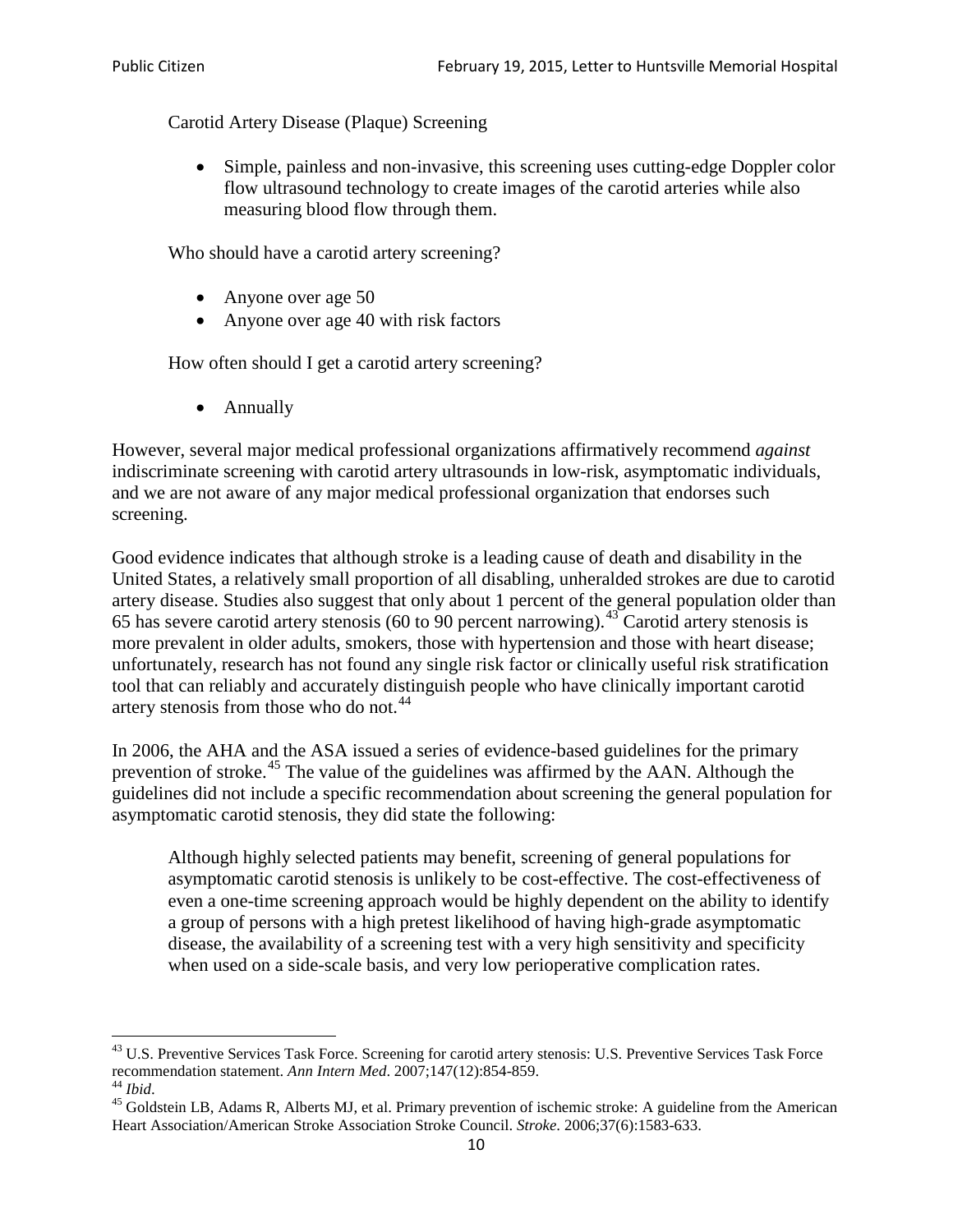Carotid Artery Disease (Plaque) Screening

- Simple, painless and non-invasive, this screening uses cutting-edge Doppler color flow ultrasound technology to create images of the carotid arteries while also measuring blood flow through them.

Who should have a carotid artery screening?

- Anyone over age 50
- Anyone over age 40 with risk factors

How often should I get a carotid artery screening?

- Annually

However, several major medical professional organizations affirmatively recommend *against* indiscriminate screening with carotid artery ultrasounds in low-risk, asymptomatic individuals, and we are not aware of any major medical professional organization that endorses such screening.

Good evidence indicates that although stroke is a leading cause of death and disability in the United States, a relatively small proportion of all disabling, unheralded strokes are due to carotid artery disease. Studies also suggest that only about 1 percent of the general population older than 65 has severe carotid artery stenosis (60 to 90 percent narrowing).[43] Carotid artery stenosis is more prevalent in older adults, smokers, those with hypertension and those with heart disease; unfortunately, research has not found any single risk factor or clinically useful risk stratification tool that can reliably and accurately distinguish people who have clinically important carotid artery stenosis from those who do not.[44]

In 2006, the AHA and the ASA issued a series of evidence-based guidelines for the primary prevention of stroke.[45] The value of the guidelines was affirmed by the AAN. Although the guidelines did not include a specific recommendation about screening the general population for asymptomatic carotid stenosis, they did state the following:

> Although highly selected patients may benefit, screening of general populations for asymptomatic carotid stenosis is unlikely to be cost-effective. The cost-effectiveness of even a one-time screening approach would be highly dependent on the ability to identify a group of persons with a high pretest likelihood of having high-grade asymptomatic disease, the availability of a screening test with a very high sensitivity and specificity when used on a side-scale basis, and very low perioperative complication rates.

---

[43] U.S. Preventive Services Task Force. Screening for carotid artery stenosis: U.S. Preventive Services Task Force recommendation statement. *Ann Intern Med*. 2007;147(12):854-859.

[44] *Ibid*.

[45] Goldstein LB, Adams R, Alberts MJ, et al. Primary prevention of ischemic stroke: A guideline from the American Heart Association/American Stroke Association Stroke Council. *Stroke*. 2006;37(6):1583-633.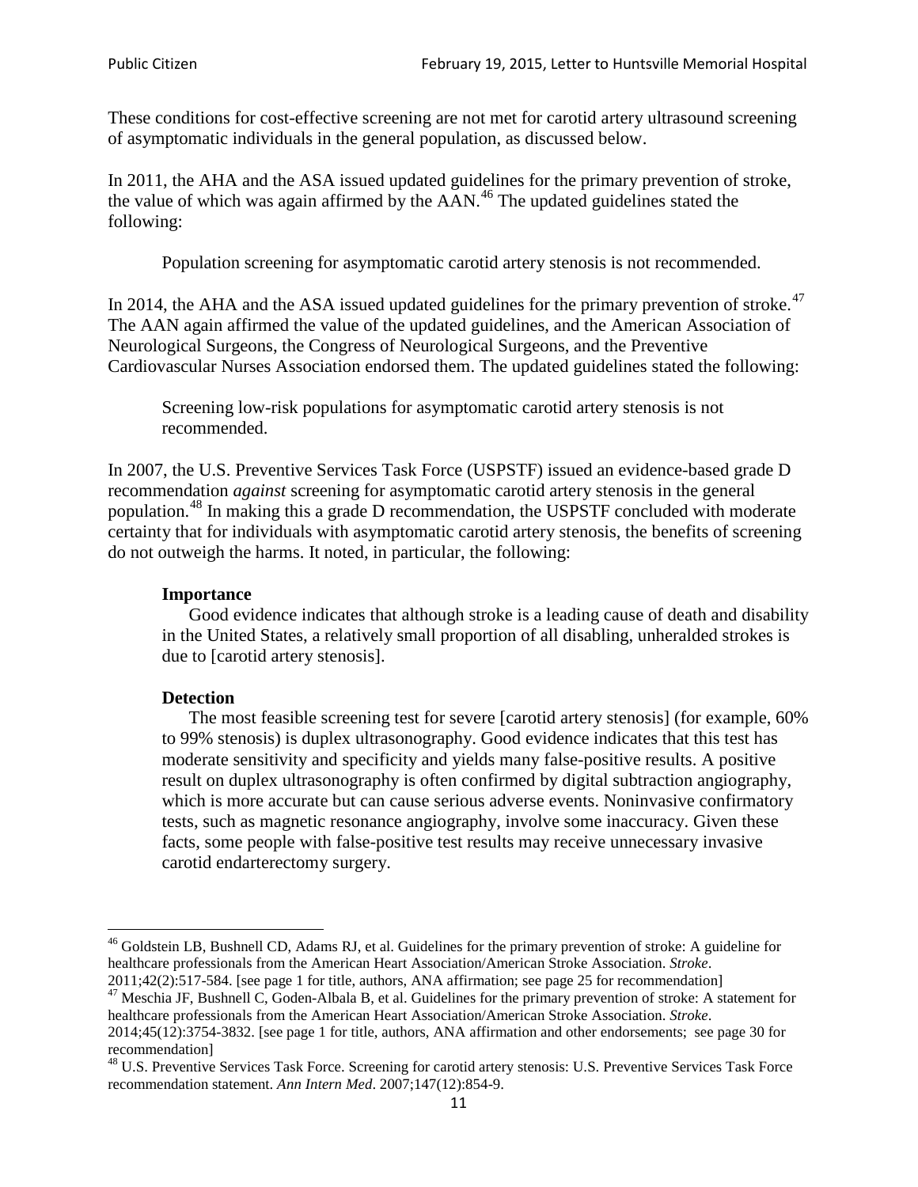These conditions for cost-effective screening are not met for carotid artery ultrasound screening of asymptomatic individuals in the general population, as discussed below.

In 2011, the AHA and the ASA issued updated guidelines for the primary prevention of stroke, the value of which was again affirmed by the AAN.[46] The updated guidelines stated the following:

> Population screening for asymptomatic carotid artery stenosis is not recommended.

In 2014, the AHA and the ASA issued updated guidelines for the primary prevention of stroke.[47] The AAN again affirmed the value of the updated guidelines, and the American Association of Neurological Surgeons, the Congress of Neurological Surgeons, and the Preventive Cardiovascular Nurses Association endorsed them. The updated guidelines stated the following:

> Screening low-risk populations for asymptomatic carotid artery stenosis is not recommended.

In 2007, the U.S. Preventive Services Task Force (USPSTF) issued an evidence-based grade D recommendation *against* screening for asymptomatic carotid artery stenosis in the general population.[48] In making this a grade D recommendation, the USPSTF concluded with moderate certainty that for individuals with asymptomatic carotid artery stenosis, the benefits of screening do not outweigh the harms. It noted, in particular, the following:

> **Importance**
>
> Good evidence indicates that although stroke is a leading cause of death and disability in the United States, a relatively small proportion of all disabling, unheralded strokes is due to [carotid artery stenosis].
>
> **Detection**
>
> The most feasible screening test for severe [carotid artery stenosis] (for example, 60% to 99% stenosis) is duplex ultrasonography. Good evidence indicates that this test has moderate sensitivity and specificity and yields many false-positive results. A positive result on duplex ultrasonography is often confirmed by digital subtraction angiography, which is more accurate but can cause serious adverse events. Noninvasive confirmatory tests, such as magnetic resonance angiography, involve some inaccuracy. Given these facts, some people with false-positive test results may receive unnecessary invasive carotid endarterectomy surgery.

---

[46] Goldstein LB, Bushnell CD, Adams RJ, et al. Guidelines for the primary prevention of stroke: A guideline for healthcare professionals from the American Heart Association/American Stroke Association. *Stroke*. 2011;42(2):517-584. [see page 1 for title, authors, ANA affirmation; see page 25 for recommendation]

[47] Meschia JF, Bushnell C, Goden-Albala B, et al. Guidelines for the primary prevention of stroke: A statement for healthcare professionals from the American Heart Association/American Stroke Association. *Stroke*. 2014;45(12):3754-3832. [see page 1 for title, authors, ANA affirmation and other endorsements; see page 30 for recommendation]

[48] U.S. Preventive Services Task Force. Screening for carotid artery stenosis: U.S. Preventive Services Task Force recommendation statement. *Ann Intern Med*. 2007;147(12):854-9.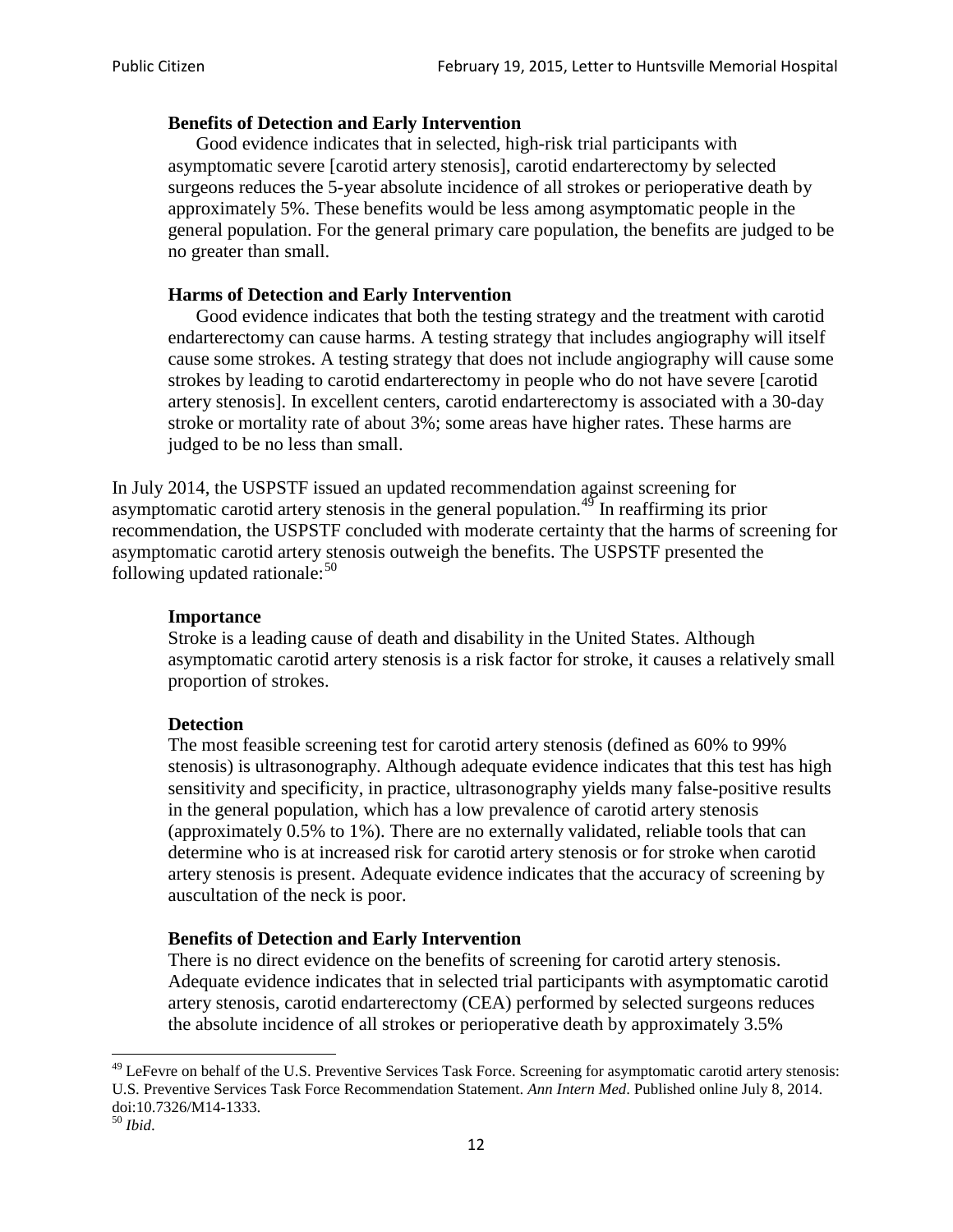> **Benefits of Detection and Early Intervention**
> 
> Good evidence indicates that in selected, high-risk trial participants with asymptomatic severe [carotid artery stenosis], carotid endarterectomy by selected surgeons reduces the 5-year absolute incidence of all strokes or perioperative death by approximately 5%. These benefits would be less among asymptomatic people in the general population. For the general primary care population, the benefits are judged to be no greater than small.
> 
> **Harms of Detection and Early Intervention**
> 
> Good evidence indicates that both the testing strategy and the treatment with carotid endarterectomy can cause harms. A testing strategy that includes angiography will itself cause some strokes. A testing strategy that does not include angiography will cause some strokes by leading to carotid endarterectomy in people who do not have severe [carotid artery stenosis]. In excellent centers, carotid endarterectomy is associated with a 30-day stroke or mortality rate of about 3%; some areas have higher rates. These harms are judged to be no less than small.

In July 2014, the USPSTF issued an updated recommendation against screening for asymptomatic carotid artery stenosis in the general population.[49] In reaffirming its prior recommendation, the USPSTF concluded with moderate certainty that the harms of screening for asymptomatic carotid artery stenosis outweigh the benefits. The USPSTF presented the following updated rationale:[50]

> **Importance**
> 
> Stroke is a leading cause of death and disability in the United States. Although asymptomatic carotid artery stenosis is a risk factor for stroke, it causes a relatively small proportion of strokes.
> 
> **Detection**
> 
> The most feasible screening test for carotid artery stenosis (defined as 60% to 99% stenosis) is ultrasonography. Although adequate evidence indicates that this test has high sensitivity and specificity, in practice, ultrasonography yields many false-positive results in the general population, which has a low prevalence of carotid artery stenosis (approximately 0.5% to 1%). There are no externally validated, reliable tools that can determine who is at increased risk for carotid artery stenosis or for stroke when carotid artery stenosis is present. Adequate evidence indicates that the accuracy of screening by auscultation of the neck is poor.
> 
> **Benefits of Detection and Early Intervention**
> 
> There is no direct evidence on the benefits of screening for carotid artery stenosis. Adequate evidence indicates that in selected trial participants with asymptomatic carotid artery stenosis, carotid endarterectomy (CEA) performed by selected surgeons reduces the absolute incidence of all strokes or perioperative death by approximately 3.5%

---

[49] LeFevre on behalf of the U.S. Preventive Services Task Force. Screening for asymptomatic carotid artery stenosis: U.S. Preventive Services Task Force Recommendation Statement. *Ann Intern Med*. Published online July 8, 2014. doi:10.7326/M14-1333.

[50] *Ibid*.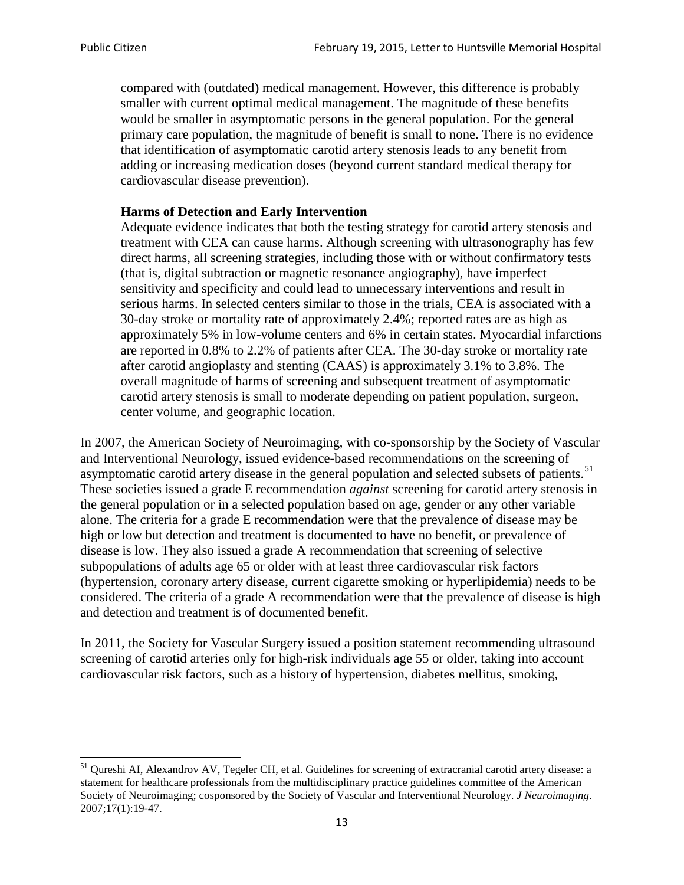> compared with (outdated) medical management. However, this difference is probably smaller with current optimal medical management. The magnitude of these benefits would be smaller in asymptomatic persons in the general population. For the general primary care population, the magnitude of benefit is small to none. There is no evidence that identification of asymptomatic carotid artery stenosis leads to any benefit from adding or increasing medication doses (beyond current standard medical therapy for cardiovascular disease prevention).
>
> **Harms of Detection and Early Intervention**
>
> Adequate evidence indicates that both the testing strategy for carotid artery stenosis and treatment with CEA can cause harms. Although screening with ultrasonography has few direct harms, all screening strategies, including those with or without confirmatory tests (that is, digital subtraction or magnetic resonance angiography), have imperfect sensitivity and specificity and could lead to unnecessary interventions and result in serious harms. In selected centers similar to those in the trials, CEA is associated with a 30-day stroke or mortality rate of approximately 2.4%; reported rates are as high as approximately 5% in low-volume centers and 6% in certain states. Myocardial infarctions are reported in 0.8% to 2.2% of patients after CEA. The 30-day stroke or mortality rate after carotid angioplasty and stenting (CAAS) is approximately 3.1% to 3.8%. The overall magnitude of harms of screening and subsequent treatment of asymptomatic carotid artery stenosis is small to moderate depending on patient population, surgeon, center volume, and geographic location.

In 2007, the American Society of Neuroimaging, with co-sponsorship by the Society of Vascular and Interventional Neurology, issued evidence-based recommendations on the screening of asymptomatic carotid artery disease in the general population and selected subsets of patients.[51] These societies issued a grade E recommendation *against* screening for carotid artery stenosis in the general population or in a selected population based on age, gender or any other variable alone. The criteria for a grade E recommendation were that the prevalence of disease may be high or low but detection and treatment is documented to have no benefit, or prevalence of disease is low. They also issued a grade A recommendation that screening of selective subpopulations of adults age 65 or older with at least three cardiovascular risk factors (hypertension, coronary artery disease, current cigarette smoking or hyperlipidemia) needs to be considered. The criteria of a grade A recommendation were that the prevalence of disease is high and detection and treatment is of documented benefit.

In 2011, the Society for Vascular Surgery issued a position statement recommending ultrasound screening of carotid arteries only for high-risk individuals age 55 or older, taking into account cardiovascular risk factors, such as a history of hypertension, diabetes mellitus, smoking,

[51] Qureshi AI, Alexandrov AV, Tegeler CH, et al. Guidelines for screening of extracranial carotid artery disease: a statement for healthcare professionals from the multidisciplinary practice guidelines committee of the American Society of Neuroimaging; cosponsored by the Society of Vascular and Interventional Neurology. *J Neuroimaging*. 2007;17(1):19-47.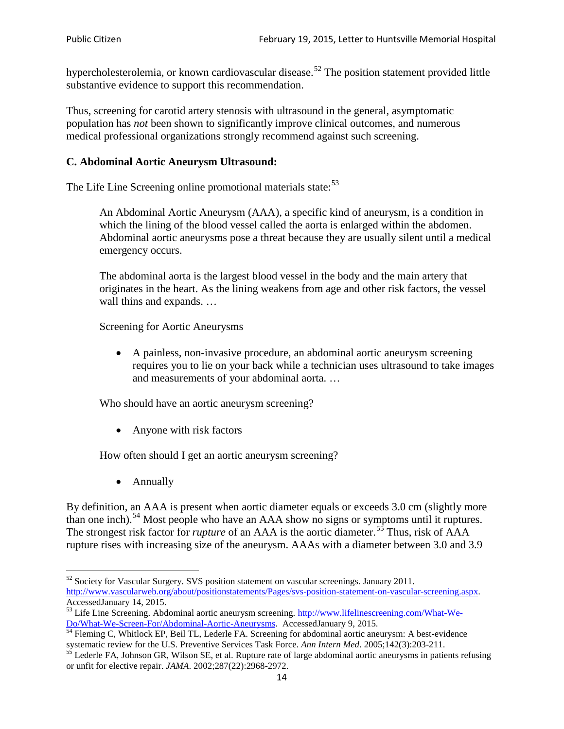hypercholesterolemia, or known cardiovascular disease.[52] The position statement provided little substantive evidence to support this recommendation.

Thus, screening for carotid artery stenosis with ultrasound in the general, asymptomatic population has *not* been shown to significantly improve clinical outcomes, and numerous medical professional organizations strongly recommend against such screening.

### C. Abdominal Aortic Aneurysm Ultrasound:

The Life Line Screening online promotional materials state:[53]

> An Abdominal Aortic Aneurysm (AAA), a specific kind of aneurysm, is a condition in which the lining of the blood vessel called the aorta is enlarged within the abdomen. Abdominal aortic aneurysms pose a threat because they are usually silent until a medical emergency occurs.
>
> The abdominal aorta is the largest blood vessel in the body and the main artery that originates in the heart. As the lining weakens from age and other risk factors, the vessel wall thins and expands. …
>
> Screening for Aortic Aneurysms
>
> - A painless, non-invasive procedure, an abdominal aortic aneurysm screening requires you to lie on your back while a technician uses ultrasound to take images and measurements of your abdominal aorta. …
>
> Who should have an aortic aneurysm screening?
>
> - Anyone with risk factors
>
> How often should I get an aortic aneurysm screening?
>
> - Annually

By definition, an AAA is present when aortic diameter equals or exceeds 3.0 cm (slightly more than one inch).[54] Most people who have an AAA show no signs or symptoms until it ruptures. The strongest risk factor for *rupture* of an AAA is the aortic diameter.[55] Thus, risk of AAA rupture rises with increasing size of the aneurysm. AAAs with a diameter between 3.0 and 3.9

---

[52] Society for Vascular Surgery. SVS position statement on vascular screenings. January 2011. http://www.vascularweb.org/about/positionstatements/Pages/svs-position-statement-on-vascular-screening.aspx. AccessedJanuary 14, 2015.

[53] Life Line Screening. Abdominal aortic aneurysm screening. http://www.lifelinescreening.com/What-We-Do/What-We-Screen-For/Abdominal-Aortic-Aneurysms. AccessedJanuary 9, 2015.

[54] Fleming C, Whitlock EP, Beil TL, Lederle FA. Screening for abdominal aortic aneurysm: A best-evidence systematic review for the U.S. Preventive Services Task Force. *Ann Intern Med*. 2005;142(3):203-211.

[55] Lederle FA, Johnson GR, Wilson SE, et al. Rupture rate of large abdominal aortic aneurysms in patients refusing or unfit for elective repair. *JAMA*. 2002;287(22):2968-2972.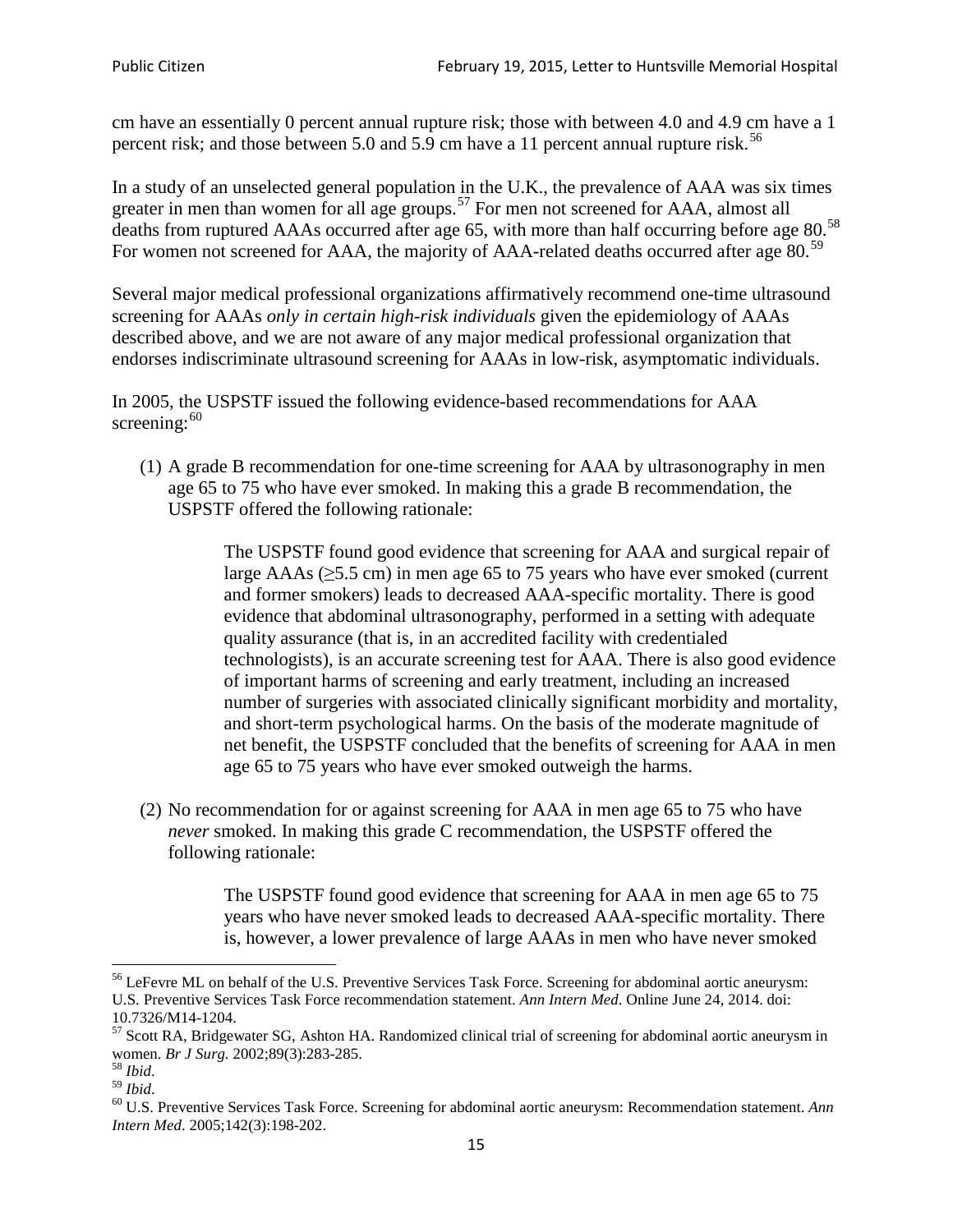cm have an essentially 0 percent annual rupture risk; those with between 4.0 and 4.9 cm have a 1 percent risk; and those between 5.0 and 5.9 cm have a 11 percent annual rupture risk.[56]

In a study of an unselected general population in the U.K., the prevalence of AAA was six times greater in men than women for all age groups.[57] For men not screened for AAA, almost all deaths from ruptured AAAs occurred after age 65, with more than half occurring before age 80.[58] For women not screened for AAA, the majority of AAA-related deaths occurred after age 80.[59]

Several major medical professional organizations affirmatively recommend one-time ultrasound screening for AAAs *only in certain high-risk individuals* given the epidemiology of AAAs described above, and we are not aware of any major medical professional organization that endorses indiscriminate ultrasound screening for AAAs in low-risk, asymptomatic individuals.

In 2005, the USPSTF issued the following evidence-based recommendations for AAA screening:[60]

(1) A grade B recommendation for one-time screening for AAA by ultrasonography in men age 65 to 75 who have ever smoked. In making this a grade B recommendation, the USPSTF offered the following rationale:

> The USPSTF found good evidence that screening for AAA and surgical repair of large AAAs (≥5.5 cm) in men age 65 to 75 years who have ever smoked (current and former smokers) leads to decreased AAA-specific mortality. There is good evidence that abdominal ultrasonography, performed in a setting with adequate quality assurance (that is, in an accredited facility with credentialed technologists), is an accurate screening test for AAA. There is also good evidence of important harms of screening and early treatment, including an increased number of surgeries with associated clinically significant morbidity and mortality, and short-term psychological harms. On the basis of the moderate magnitude of net benefit, the USPSTF concluded that the benefits of screening for AAA in men age 65 to 75 years who have ever smoked outweigh the harms.

(2) No recommendation for or against screening for AAA in men age 65 to 75 who have *never* smoked. In making this grade C recommendation, the USPSTF offered the following rationale:

> The USPSTF found good evidence that screening for AAA in men age 65 to 75 years who have never smoked leads to decreased AAA-specific mortality. There is, however, a lower prevalence of large AAAs in men who have never smoked

---

[56] LeFevre ML on behalf of the U.S. Preventive Services Task Force. Screening for abdominal aortic aneurysm: U.S. Preventive Services Task Force recommendation statement. *Ann Intern Med*. Online June 24, 2014. doi: 10.7326/M14-1204.

[57] Scott RA, Bridgewater SG, Ashton HA. Randomized clinical trial of screening for abdominal aortic aneurysm in women. *Br J Surg.* 2002;89(3):283-285.

[58] *Ibid*.

[59] *Ibid*.

[60] U.S. Preventive Services Task Force. Screening for abdominal aortic aneurysm: Recommendation statement. *Ann Intern Med*. 2005;142(3):198-202.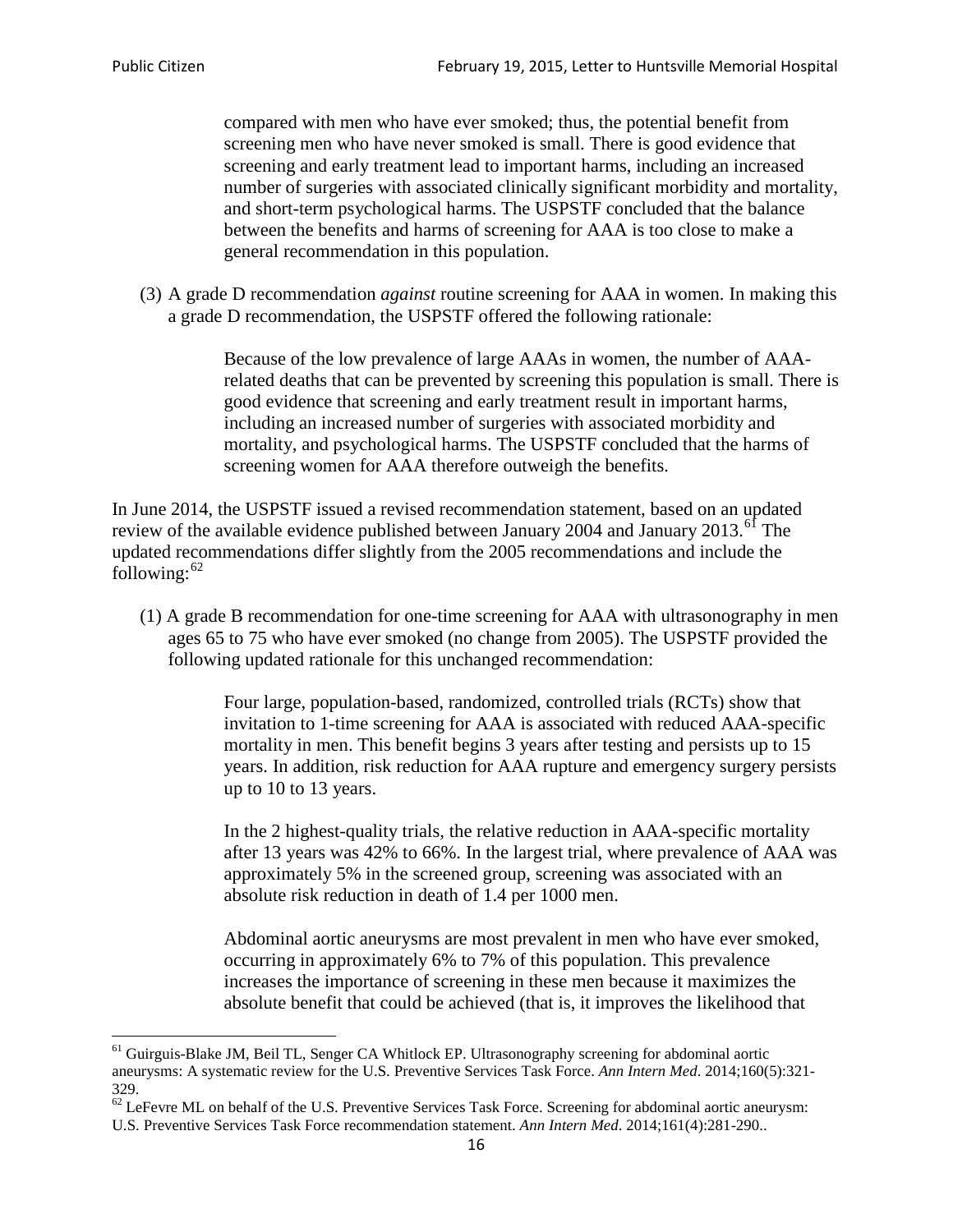> compared with men who have ever smoked; thus, the potential benefit from screening men who have never smoked is small. There is good evidence that screening and early treatment lead to important harms, including an increased number of surgeries with associated clinically significant morbidity and mortality, and short-term psychological harms. The USPSTF concluded that the balance between the benefits and harms of screening for AAA is too close to make a general recommendation in this population.

(3) A grade D recommendation *against* routine screening for AAA in women. In making this a grade D recommendation, the USPSTF offered the following rationale:

> Because of the low prevalence of large AAAs in women, the number of AAA-related deaths that can be prevented by screening this population is small. There is good evidence that screening and early treatment result in important harms, including an increased number of surgeries with associated morbidity and mortality, and psychological harms. The USPSTF concluded that the harms of screening women for AAA therefore outweigh the benefits.

In June 2014, the USPSTF issued a revised recommendation statement, based on an updated review of the available evidence published between January 2004 and January 2013.[61] The updated recommendations differ slightly from the 2005 recommendations and include the following:[62]

(1) A grade B recommendation for one-time screening for AAA with ultrasonography in men ages 65 to 75 who have ever smoked (no change from 2005). The USPSTF provided the following updated rationale for this unchanged recommendation:

> Four large, population-based, randomized, controlled trials (RCTs) show that invitation to 1-time screening for AAA is associated with reduced AAA-specific mortality in men. This benefit begins 3 years after testing and persists up to 15 years. In addition, risk reduction for AAA rupture and emergency surgery persists up to 10 to 13 years.
>
> In the 2 highest-quality trials, the relative reduction in AAA-specific mortality after 13 years was 42% to 66%. In the largest trial, where prevalence of AAA was approximately 5% in the screened group, screening was associated with an absolute risk reduction in death of 1.4 per 1000 men.
>
> Abdominal aortic aneurysms are most prevalent in men who have ever smoked, occurring in approximately 6% to 7% of this population. This prevalence increases the importance of screening in these men because it maximizes the absolute benefit that could be achieved (that is, it improves the likelihood that

---

[61] Guirguis-Blake JM, Beil TL, Senger CA Whitlock EP. Ultrasonography screening for abdominal aortic aneurysms: A systematic review for the U.S. Preventive Services Task Force. *Ann Intern Med*. 2014;160(5):321-329.

[62] LeFevre ML on behalf of the U.S. Preventive Services Task Force. Screening for abdominal aortic aneurysm: U.S. Preventive Services Task Force recommendation statement. *Ann Intern Med*. 2014;161(4):281-290..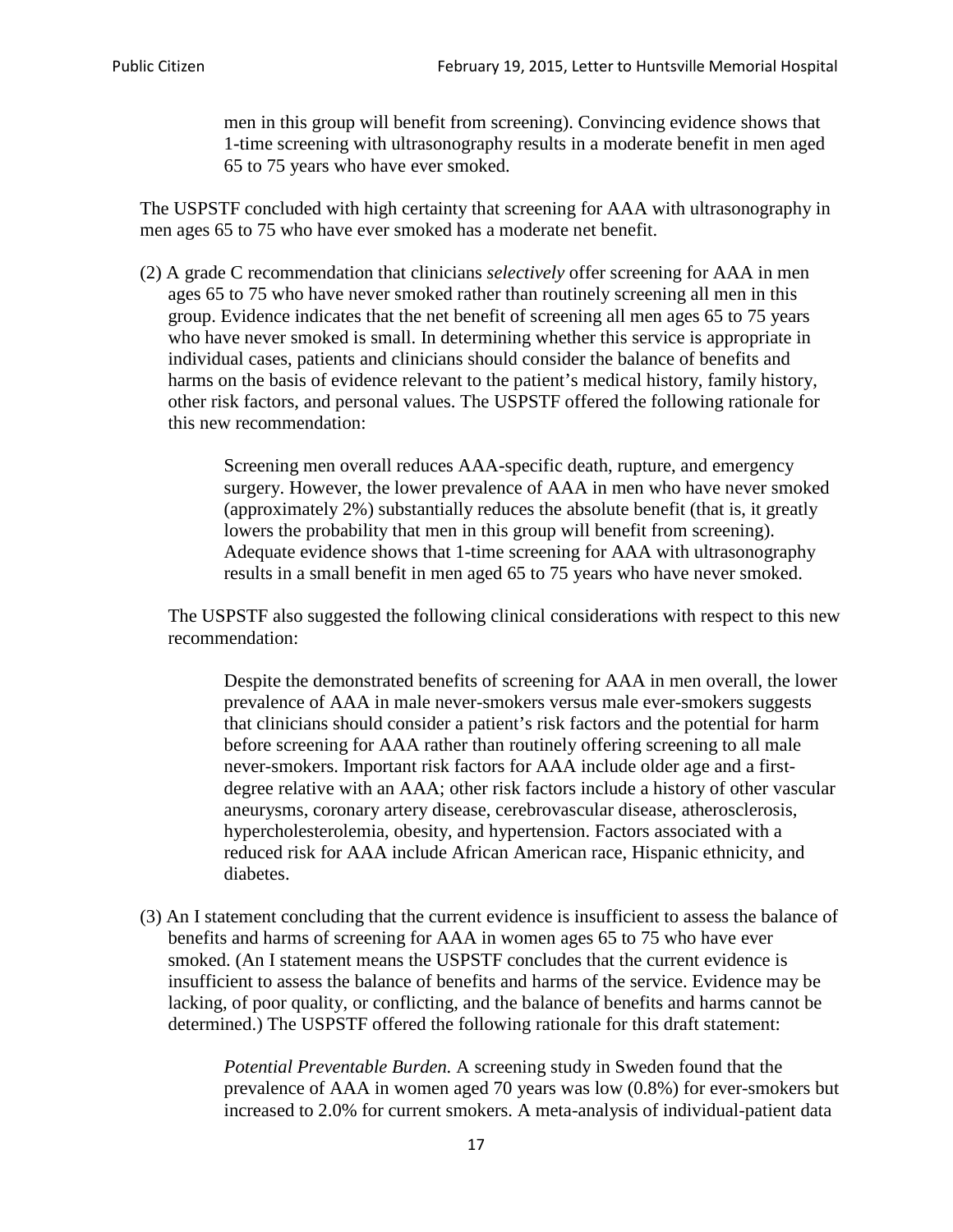> men in this group will benefit from screening). Convincing evidence shows that 1-time screening with ultrasonography results in a moderate benefit in men aged 65 to 75 years who have ever smoked.

The USPSTF concluded with high certainty that screening for AAA with ultrasonography in men ages 65 to 75 who have ever smoked has a moderate net benefit.

(2) A grade C recommendation that clinicians *selectively* offer screening for AAA in men ages 65 to 75 who have never smoked rather than routinely screening all men in this group. Evidence indicates that the net benefit of screening all men ages 65 to 75 years who have never smoked is small. In determining whether this service is appropriate in individual cases, patients and clinicians should consider the balance of benefits and harms on the basis of evidence relevant to the patient's medical history, family history, other risk factors, and personal values. The USPSTF offered the following rationale for this new recommendation:

> Screening men overall reduces AAA-specific death, rupture, and emergency surgery. However, the lower prevalence of AAA in men who have never smoked (approximately 2%) substantially reduces the absolute benefit (that is, it greatly lowers the probability that men in this group will benefit from screening). Adequate evidence shows that 1-time screening for AAA with ultrasonography results in a small benefit in men aged 65 to 75 years who have never smoked.

The USPSTF also suggested the following clinical considerations with respect to this new recommendation:

> Despite the demonstrated benefits of screening for AAA in men overall, the lower prevalence of AAA in male never-smokers versus male ever-smokers suggests that clinicians should consider a patient's risk factors and the potential for harm before screening for AAA rather than routinely offering screening to all male never-smokers. Important risk factors for AAA include older age and a first-degree relative with an AAA; other risk factors include a history of other vascular aneurysms, coronary artery disease, cerebrovascular disease, atherosclerosis, hypercholesterolemia, obesity, and hypertension. Factors associated with a reduced risk for AAA include African American race, Hispanic ethnicity, and diabetes.

(3) An I statement concluding that the current evidence is insufficient to assess the balance of benefits and harms of screening for AAA in women ages 65 to 75 who have ever smoked. (An I statement means the USPSTF concludes that the current evidence is insufficient to assess the balance of benefits and harms of the service. Evidence may be lacking, of poor quality, or conflicting, and the balance of benefits and harms cannot be determined.) The USPSTF offered the following rationale for this draft statement:

> *Potential Preventable Burden.* A screening study in Sweden found that the prevalence of AAA in women aged 70 years was low (0.8%) for ever-smokers but increased to 2.0% for current smokers. A meta-analysis of individual-patient data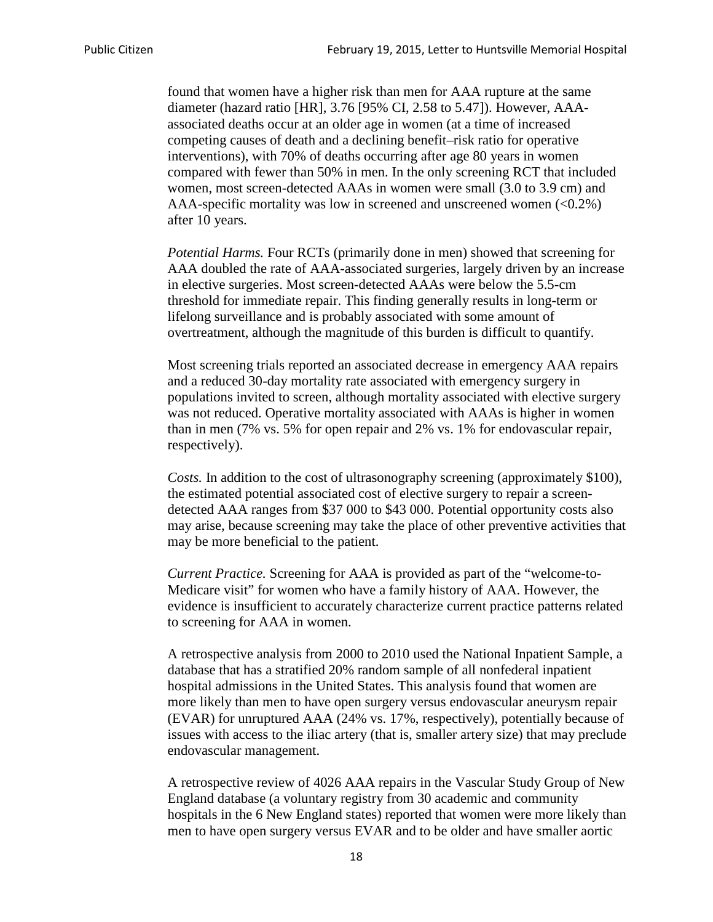found that women have a higher risk than men for AAA rupture at the same diameter (hazard ratio [HR], 3.76 [95% CI, 2.58 to 5.47]). However, AAA-associated deaths occur at an older age in women (at a time of increased competing causes of death and a declining benefit–risk ratio for operative interventions), with 70% of deaths occurring after age 80 years in women compared with fewer than 50% in men. In the only screening RCT that included women, most screen-detected AAAs in women were small (3.0 to 3.9 cm) and AAA-specific mortality was low in screened and unscreened women (<0.2%) after 10 years.

*Potential Harms.* Four RCTs (primarily done in men) showed that screening for AAA doubled the rate of AAA-associated surgeries, largely driven by an increase in elective surgeries. Most screen-detected AAAs were below the 5.5-cm threshold for immediate repair. This finding generally results in long-term or lifelong surveillance and is probably associated with some amount of overtreatment, although the magnitude of this burden is difficult to quantify.

Most screening trials reported an associated decrease in emergency AAA repairs and a reduced 30-day mortality rate associated with emergency surgery in populations invited to screen, although mortality associated with elective surgery was not reduced. Operative mortality associated with AAAs is higher in women than in men (7% vs. 5% for open repair and 2% vs. 1% for endovascular repair, respectively).

*Costs.* In addition to the cost of ultrasonography screening (approximately $100), the estimated potential associated cost of elective surgery to repair a screen-detected AAA ranges from $37 000 to $43 000. Potential opportunity costs also may arise, because screening may take the place of other preventive activities that may be more beneficial to the patient.

*Current Practice.* Screening for AAA is provided as part of the "welcome-to-Medicare visit" for women who have a family history of AAA. However, the evidence is insufficient to accurately characterize current practice patterns related to screening for AAA in women.

A retrospective analysis from 2000 to 2010 used the National Inpatient Sample, a database that has a stratified 20% random sample of all nonfederal inpatient hospital admissions in the United States. This analysis found that women are more likely than men to have open surgery versus endovascular aneurysm repair (EVAR) for unruptured AAA (24% vs. 17%, respectively), potentially because of issues with access to the iliac artery (that is, smaller artery size) that may preclude endovascular management.

A retrospective review of 4026 AAA repairs in the Vascular Study Group of New England database (a voluntary registry from 30 academic and community hospitals in the 6 New England states) reported that women were more likely than men to have open surgery versus EVAR and to be older and have smaller aortic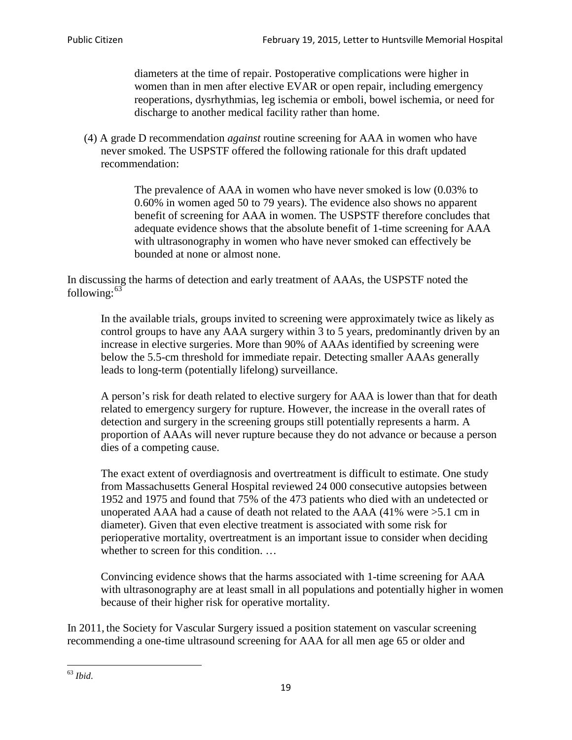> diameters at the time of repair. Postoperative complications were higher in women than in men after elective EVAR or open repair, including emergency reoperations, dysrhythmias, leg ischemia or emboli, bowel ischemia, or need for discharge to another medical facility rather than home.

(4) A grade D recommendation *against* routine screening for AAA in women who have never smoked. The USPSTF offered the following rationale for this draft updated recommendation:

> The prevalence of AAA in women who have never smoked is low (0.03% to 0.60% in women aged 50 to 79 years). The evidence also shows no apparent benefit of screening for AAA in women. The USPSTF therefore concludes that adequate evidence shows that the absolute benefit of 1-time screening for AAA with ultrasonography in women who have never smoked can effectively be bounded at none or almost none.

In discussing the harms of detection and early treatment of AAAs, the USPSTF noted the following:[63]

> In the available trials, groups invited to screening were approximately twice as likely as control groups to have any AAA surgery within 3 to 5 years, predominantly driven by an increase in elective surgeries. More than 90% of AAAs identified by screening were below the 5.5-cm threshold for immediate repair. Detecting smaller AAAs generally leads to long-term (potentially lifelong) surveillance.
>
> A person's risk for death related to elective surgery for AAA is lower than that for death related to emergency surgery for rupture. However, the increase in the overall rates of detection and surgery in the screening groups still potentially represents a harm. A proportion of AAAs will never rupture because they do not advance or because a person dies of a competing cause.
>
> The exact extent of overdiagnosis and overtreatment is difficult to estimate. One study from Massachusetts General Hospital reviewed 24 000 consecutive autopsies between 1952 and 1975 and found that 75% of the 473 patients who died with an undetected or unoperated AAA had a cause of death not related to the AAA (41% were >5.1 cm in diameter). Given that even elective treatment is associated with some risk for perioperative mortality, overtreatment is an important issue to consider when deciding whether to screen for this condition. …
>
> Convincing evidence shows that the harms associated with 1-time screening for AAA with ultrasonography are at least small in all populations and potentially higher in women because of their higher risk for operative mortality.

In 2011, the Society for Vascular Surgery issued a position statement on vascular screening recommending a one-time ultrasound screening for AAA for all men age 65 or older and

[63] *Ibid*.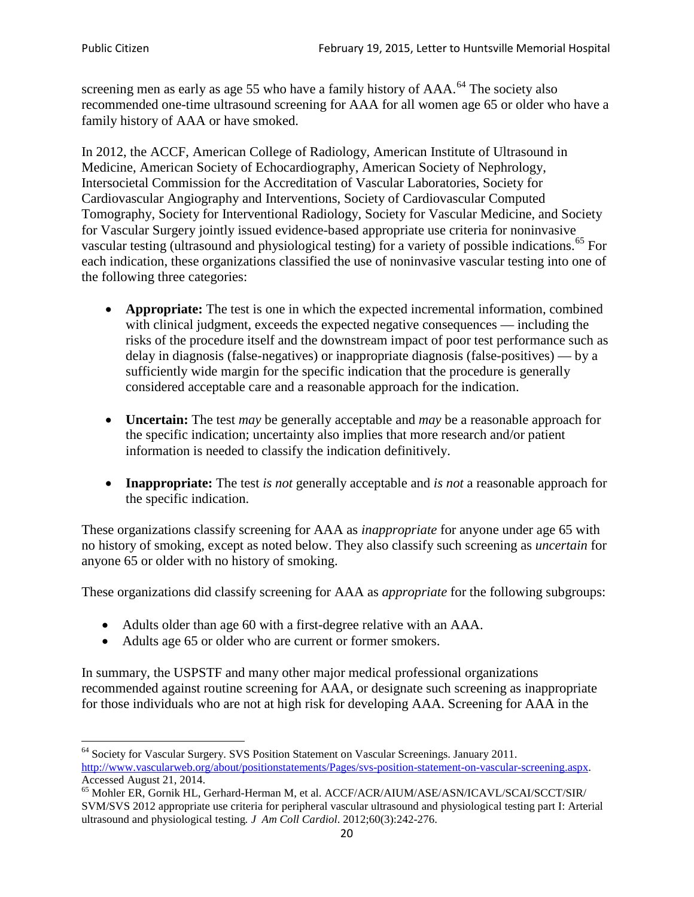screening men as early as age 55 who have a family history of AAA.[64] The society also recommended one-time ultrasound screening for AAA for all women age 65 or older who have a family history of AAA or have smoked.

In 2012, the ACCF, American College of Radiology, American Institute of Ultrasound in Medicine, American Society of Echocardiography, American Society of Nephrology, Intersocietal Commission for the Accreditation of Vascular Laboratories, Society for Cardiovascular Angiography and Interventions, Society of Cardiovascular Computed Tomography, Society for Interventional Radiology, Society for Vascular Medicine, and Society for Vascular Surgery jointly issued evidence-based appropriate use criteria for noninvasive vascular testing (ultrasound and physiological testing) for a variety of possible indications.[65] For each indication, these organizations classified the use of noninvasive vascular testing into one of the following three categories:

- **Appropriate:** The test is one in which the expected incremental information, combined with clinical judgment, exceeds the expected negative consequences — including the risks of the procedure itself and the downstream impact of poor test performance such as delay in diagnosis (false-negatives) or inappropriate diagnosis (false-positives) — by a sufficiently wide margin for the specific indication that the procedure is generally considered acceptable care and a reasonable approach for the indication.

- **Uncertain:** The test *may* be generally acceptable and *may* be a reasonable approach for the specific indication; uncertainty also implies that more research and/or patient information is needed to classify the indication definitively.

- **Inappropriate:** The test *is not* generally acceptable and *is not* a reasonable approach for the specific indication.

These organizations classify screening for AAA as *inappropriate* for anyone under age 65 with no history of smoking, except as noted below. They also classify such screening as *uncertain* for anyone 65 or older with no history of smoking.

These organizations did classify screening for AAA as *appropriate* for the following subgroups:

- Adults older than age 60 with a first-degree relative with an AAA.
- Adults age 65 or older who are current or former smokers.

In summary, the USPSTF and many other major medical professional organizations recommended against routine screening for AAA, or designate such screening as inappropriate for those individuals who are not at high risk for developing AAA. Screening for AAA in the

[64] Society for Vascular Surgery. SVS Position Statement on Vascular Screenings. January 2011. http://www.vascularweb.org/about/positionstatements/Pages/svs-position-statement-on-vascular-screening.aspx. Accessed August 21, 2014.

[65] Mohler ER, Gornik HL, Gerhard-Herman M, et al. ACCF/ACR/AIUM/ASE/ASN/ICAVL/SCAI/SCCT/SIR/SVM/SVS 2012 appropriate use criteria for peripheral vascular ultrasound and physiological testing part I: Arterial ultrasound and physiological testing. *J Am Coll Cardiol*. 2012;60(3):242-276.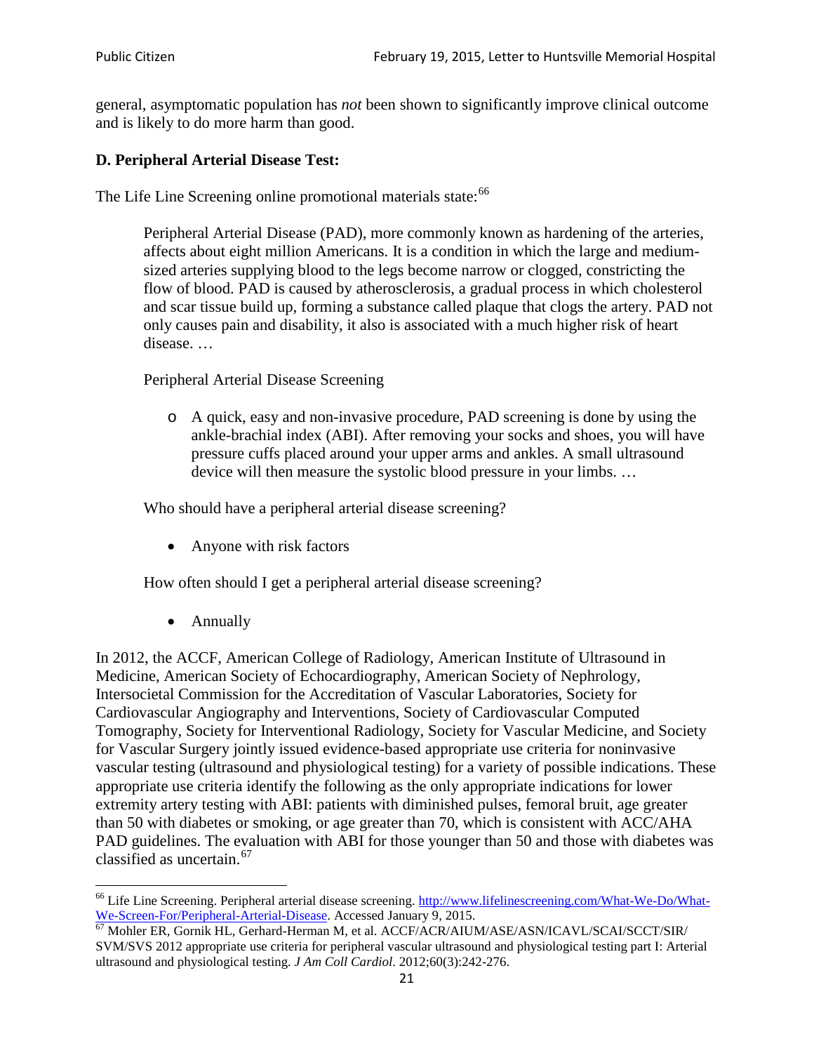general, asymptomatic population has *not* been shown to significantly improve clinical outcome and is likely to do more harm than good.

### D. Peripheral Arterial Disease Test:

The Life Line Screening online promotional materials state:[66]

> Peripheral Arterial Disease (PAD), more commonly known as hardening of the arteries, affects about eight million Americans. It is a condition in which the large and medium-sized arteries supplying blood to the legs become narrow or clogged, constricting the flow of blood. PAD is caused by atherosclerosis, a gradual process in which cholesterol and scar tissue build up, forming a substance called plaque that clogs the artery. PAD not only causes pain and disability, it also is associated with a much higher risk of heart disease. …
>
> Peripheral Arterial Disease Screening
>
> - A quick, easy and non-invasive procedure, PAD screening is done by using the ankle-brachial index (ABI). After removing your socks and shoes, you will have pressure cuffs placed around your upper arms and ankles. A small ultrasound device will then measure the systolic blood pressure in your limbs. …
>
> Who should have a peripheral arterial disease screening?
>
> - Anyone with risk factors
>
> How often should I get a peripheral arterial disease screening?
>
> - Annually

In 2012, the ACCF, American College of Radiology, American Institute of Ultrasound in Medicine, American Society of Echocardiography, American Society of Nephrology, Intersocietal Commission for the Accreditation of Vascular Laboratories, Society for Cardiovascular Angiography and Interventions, Society of Cardiovascular Computed Tomography, Society for Interventional Radiology, Society for Vascular Medicine, and Society for Vascular Surgery jointly issued evidence-based appropriate use criteria for noninvasive vascular testing (ultrasound and physiological testing) for a variety of possible indications. These appropriate use criteria identify the following as the only appropriate indications for lower extremity artery testing with ABI: patients with diminished pulses, femoral bruit, age greater than 50 with diabetes or smoking, or age greater than 70, which is consistent with ACC/AHA PAD guidelines. The evaluation with ABI for those younger than 50 and those with diabetes was classified as uncertain.[67]

---

[66] Life Line Screening. Peripheral arterial disease screening. http://www.lifelinescreening.com/What-We-Do/What-We-Screen-For/Peripheral-Arterial-Disease. Accessed January 9, 2015.

[67] Mohler ER, Gornik HL, Gerhard-Herman M, et al. ACCF/ACR/AIUM/ASE/ASN/ICAVL/SCAI/SCCT/SIR/SVM/SVS 2012 appropriate use criteria for peripheral vascular ultrasound and physiological testing part I: Arterial ultrasound and physiological testing. *J Am Coll Cardiol*. 2012;60(3):242-276.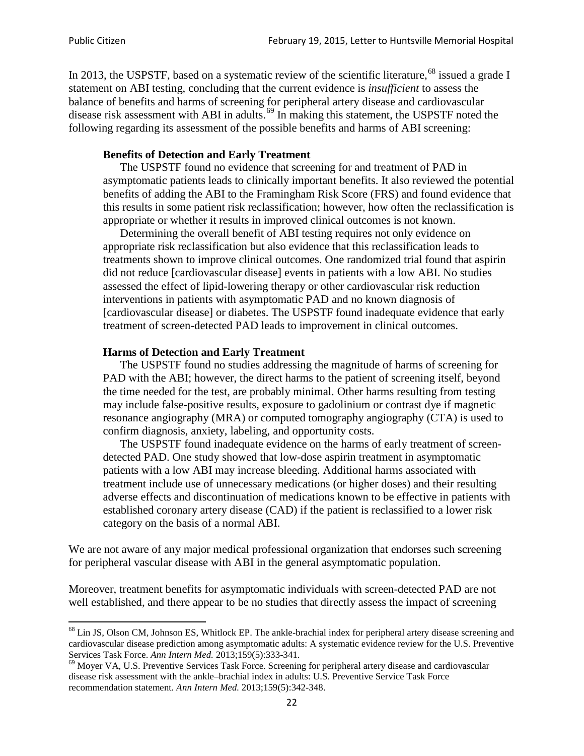In 2013, the USPSTF, based on a systematic review of the scientific literature,[68] issued a grade I statement on ABI testing, concluding that the current evidence is *insufficient* to assess the balance of benefits and harms of screening for peripheral artery disease and cardiovascular disease risk assessment with ABI in adults.[69] In making this statement, the USPSTF noted the following regarding its assessment of the possible benefits and harms of ABI screening:

> **Benefits of Detection and Early Treatment**
>
> The USPSTF found no evidence that screening for and treatment of PAD in asymptomatic patients leads to clinically important benefits. It also reviewed the potential benefits of adding the ABI to the Framingham Risk Score (FRS) and found evidence that this results in some patient risk reclassification; however, how often the reclassification is appropriate or whether it results in improved clinical outcomes is not known.
>
> Determining the overall benefit of ABI testing requires not only evidence on appropriate risk reclassification but also evidence that this reclassification leads to treatments shown to improve clinical outcomes. One randomized trial found that aspirin did not reduce [cardiovascular disease] events in patients with a low ABI. No studies assessed the effect of lipid-lowering therapy or other cardiovascular risk reduction interventions in patients with asymptomatic PAD and no known diagnosis of [cardiovascular disease] or diabetes. The USPSTF found inadequate evidence that early treatment of screen-detected PAD leads to improvement in clinical outcomes.
>
> **Harms of Detection and Early Treatment**
>
> The USPSTF found no studies addressing the magnitude of harms of screening for PAD with the ABI; however, the direct harms to the patient of screening itself, beyond the time needed for the test, are probably minimal. Other harms resulting from testing may include false-positive results, exposure to gadolinium or contrast dye if magnetic resonance angiography (MRA) or computed tomography angiography (CTA) is used to confirm diagnosis, anxiety, labeling, and opportunity costs.
>
> The USPSTF found inadequate evidence on the harms of early treatment of screen-detected PAD. One study showed that low-dose aspirin treatment in asymptomatic patients with a low ABI may increase bleeding. Additional harms associated with treatment include use of unnecessary medications (or higher doses) and their resulting adverse effects and discontinuation of medications known to be effective in patients with established coronary artery disease (CAD) if the patient is reclassified to a lower risk category on the basis of a normal ABI.

We are not aware of any major medical professional organization that endorses such screening for peripheral vascular disease with ABI in the general asymptomatic population.

Moreover, treatment benefits for asymptomatic individuals with screen-detected PAD are not well established, and there appear to be no studies that directly assess the impact of screening

---

[68] Lin JS, Olson CM, Johnson ES, Whitlock EP. The ankle-brachial index for peripheral artery disease screening and cardiovascular disease prediction among asymptomatic adults: A systematic evidence review for the U.S. Preventive Services Task Force. *Ann Intern Med.* 2013;159(5):333-341.

[69] Moyer VA, U.S. Preventive Services Task Force. Screening for peripheral artery disease and cardiovascular disease risk assessment with the ankle–brachial index in adults: U.S. Preventive Service Task Force recommendation statement. *Ann Intern Med.* 2013;159(5):342-348.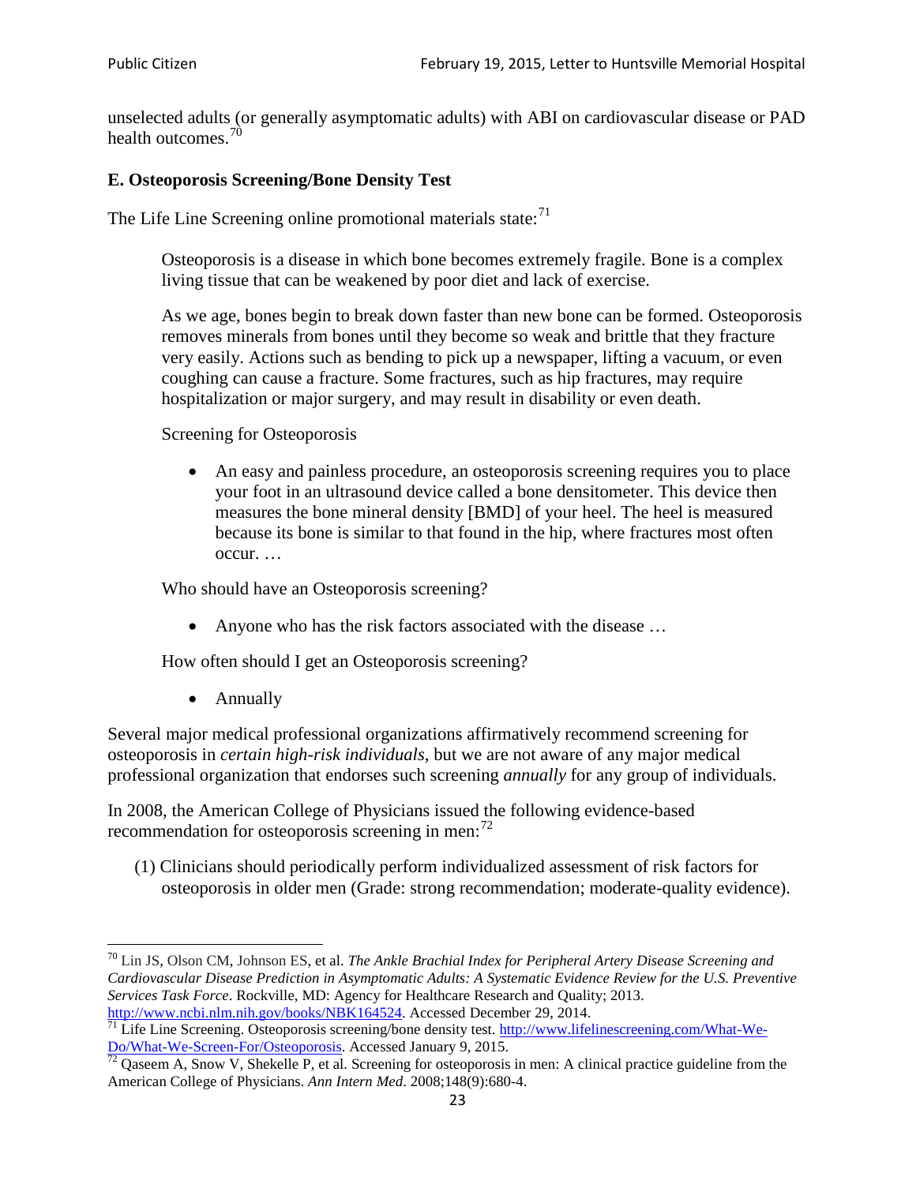unselected adults (or generally asymptomatic adults) with ABI on cardiovascular disease or PAD health outcomes.[70]

### E. Osteoporosis Screening/Bone Density Test

The Life Line Screening online promotional materials state:[71]

> Osteoporosis is a disease in which bone becomes extremely fragile. Bone is a complex living tissue that can be weakened by poor diet and lack of exercise.
>
> As we age, bones begin to break down faster than new bone can be formed. Osteoporosis removes minerals from bones until they become so weak and brittle that they fracture very easily. Actions such as bending to pick up a newspaper, lifting a vacuum, or even coughing can cause a fracture. Some fractures, such as hip fractures, may require hospitalization or major surgery, and may result in disability or even death.
>
> Screening for Osteoporosis
>
> - An easy and painless procedure, an osteoporosis screening requires you to place your foot in an ultrasound device called a bone densitometer. This device then measures the bone mineral density [BMD] of your heel. The heel is measured because its bone is similar to that found in the hip, where fractures most often occur. …
>
> Who should have an Osteoporosis screening?
>
> - Anyone who has the risk factors associated with the disease …
>
> How often should I get an Osteoporosis screening?
>
> - Annually

Several major medical professional organizations affirmatively recommend screening for osteoporosis in *certain high-risk individuals*, but we are not aware of any major medical professional organization that endorses such screening *annually* for any group of individuals.

In 2008, the American College of Physicians issued the following evidence-based recommendation for osteoporosis screening in men:[72]

(1) Clinicians should periodically perform individualized assessment of risk factors for osteoporosis in older men (Grade: strong recommendation; moderate-quality evidence).

---

[70] Lin JS, Olson CM, Johnson ES, et al. *The Ankle Brachial Index for Peripheral Artery Disease Screening and Cardiovascular Disease Prediction in Asymptomatic Adults: A Systematic Evidence Review for the U.S. Preventive Services Task Force*. Rockville, MD: Agency for Healthcare Research and Quality; 2013. http://www.ncbi.nlm.nih.gov/books/NBK164524. Accessed December 29, 2014.

[71] Life Line Screening. Osteoporosis screening/bone density test. http://www.lifelinescreening.com/What-We-Do/What-We-Screen-For/Osteoporosis. Accessed January 9, 2015.

[72] Qaseem A, Snow V, Shekelle P, et al. Screening for osteoporosis in men: A clinical practice guideline from the American College of Physicians. *Ann Intern Med*. 2008;148(9):680-4.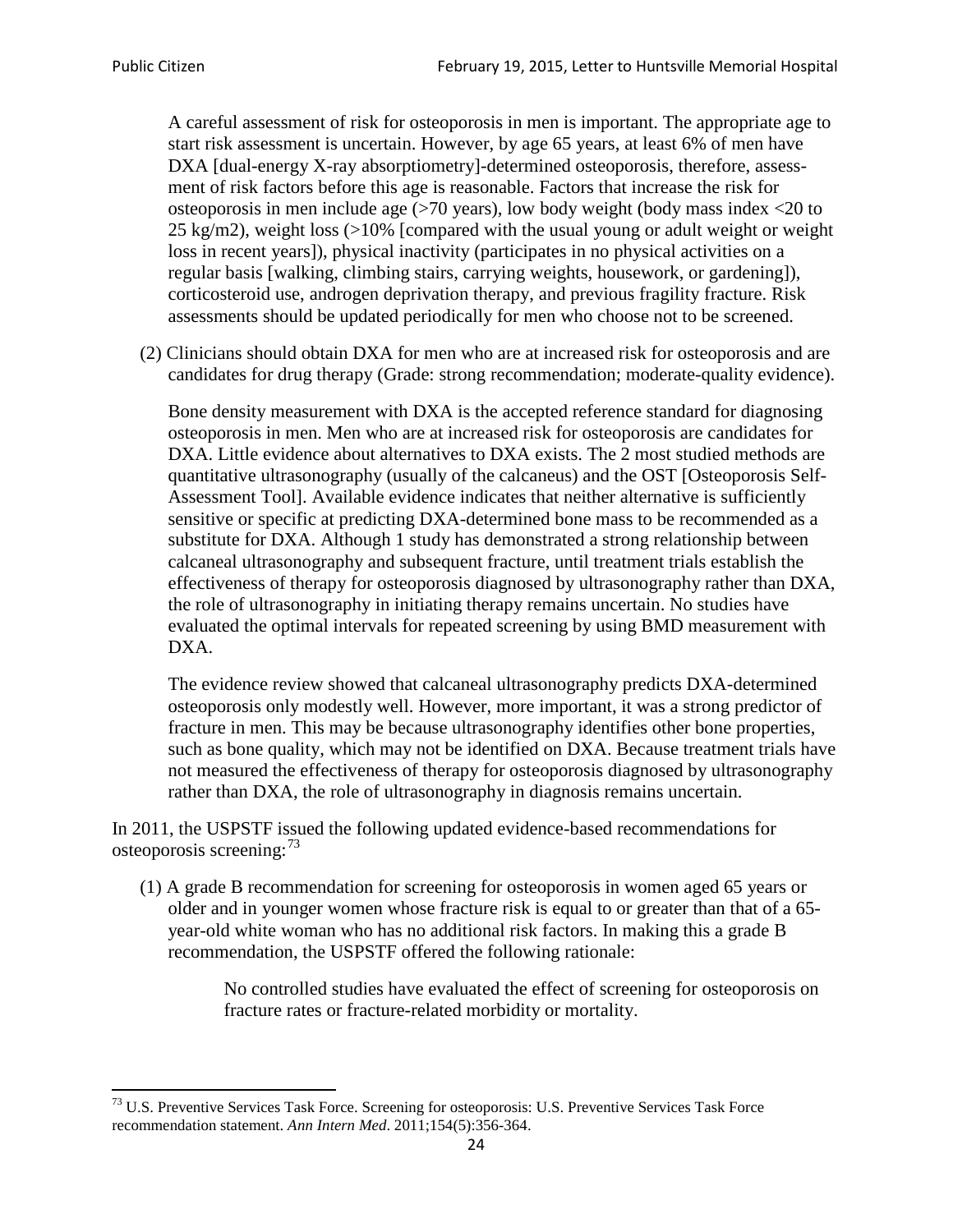A careful assessment of risk for osteoporosis in men is important. The appropriate age to start risk assessment is uncertain. However, by age 65 years, at least 6% of men have DXA [dual-energy X-ray absorptiometry]-determined osteoporosis, therefore, assessment of risk factors before this age is reasonable. Factors that increase the risk for osteoporosis in men include age (>70 years), low body weight (body mass index <20 to 25 kg/m2), weight loss (>10% [compared with the usual young or adult weight or weight loss in recent years]), physical inactivity (participates in no physical activities on a regular basis [walking, climbing stairs, carrying weights, housework, or gardening]), corticosteroid use, androgen deprivation therapy, and previous fragility fracture. Risk assessments should be updated periodically for men who choose not to be screened.

(2) Clinicians should obtain DXA for men who are at increased risk for osteoporosis and are candidates for drug therapy (Grade: strong recommendation; moderate-quality evidence).

Bone density measurement with DXA is the accepted reference standard for diagnosing osteoporosis in men. Men who are at increased risk for osteoporosis are candidates for DXA. Little evidence about alternatives to DXA exists. The 2 most studied methods are quantitative ultrasonography (usually of the calcaneus) and the OST [Osteoporosis Self-Assessment Tool]. Available evidence indicates that neither alternative is sufficiently sensitive or specific at predicting DXA-determined bone mass to be recommended as a substitute for DXA. Although 1 study has demonstrated a strong relationship between calcaneal ultrasonography and subsequent fracture, until treatment trials establish the effectiveness of therapy for osteoporosis diagnosed by ultrasonography rather than DXA, the role of ultrasonography in initiating therapy remains uncertain. No studies have evaluated the optimal intervals for repeated screening by using BMD measurement with DXA.

The evidence review showed that calcaneal ultrasonography predicts DXA-determined osteoporosis only modestly well. However, more important, it was a strong predictor of fracture in men. This may be because ultrasonography identifies other bone properties, such as bone quality, which may not be identified on DXA. Because treatment trials have not measured the effectiveness of therapy for osteoporosis diagnosed by ultrasonography rather than DXA, the role of ultrasonography in diagnosis remains uncertain.

In 2011, the USPSTF issued the following updated evidence-based recommendations for osteoporosis screening:[73]

(1) A grade B recommendation for screening for osteoporosis in women aged 65 years or older and in younger women whose fracture risk is equal to or greater than that of a 65-year-old white woman who has no additional risk factors. In making this a grade B recommendation, the USPSTF offered the following rationale:

> No controlled studies have evaluated the effect of screening for osteoporosis on fracture rates or fracture-related morbidity or mortality.

---

[73] U.S. Preventive Services Task Force. Screening for osteoporosis: U.S. Preventive Services Task Force recommendation statement. *Ann Intern Med*. 2011;154(5):356-364.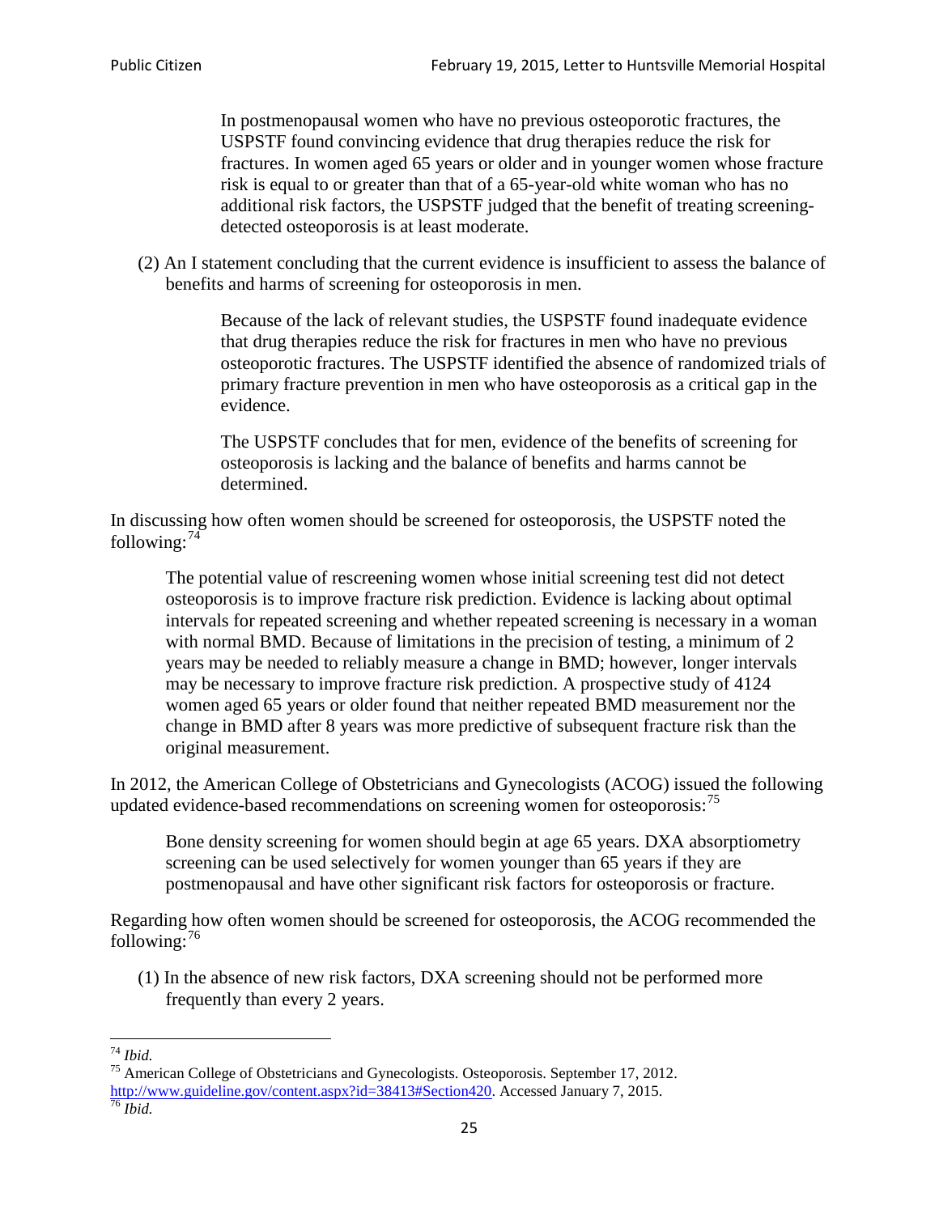> In postmenopausal women who have no previous osteoporotic fractures, the USPSTF found convincing evidence that drug therapies reduce the risk for fractures. In women aged 65 years or older and in younger women whose fracture risk is equal to or greater than that of a 65-year-old white woman who has no additional risk factors, the USPSTF judged that the benefit of treating screening-detected osteoporosis is at least moderate.

(2) An I statement concluding that the current evidence is insufficient to assess the balance of benefits and harms of screening for osteoporosis in men.

> Because of the lack of relevant studies, the USPSTF found inadequate evidence that drug therapies reduce the risk for fractures in men who have no previous osteoporotic fractures. The USPSTF identified the absence of randomized trials of primary fracture prevention in men who have osteoporosis as a critical gap in the evidence.
>
> The USPSTF concludes that for men, evidence of the benefits of screening for osteoporosis is lacking and the balance of benefits and harms cannot be determined.

In discussing how often women should be screened for osteoporosis, the USPSTF noted the following:[74]

> The potential value of rescreening women whose initial screening test did not detect osteoporosis is to improve fracture risk prediction. Evidence is lacking about optimal intervals for repeated screening and whether repeated screening is necessary in a woman with normal BMD. Because of limitations in the precision of testing, a minimum of 2 years may be needed to reliably measure a change in BMD; however, longer intervals may be necessary to improve fracture risk prediction. A prospective study of 4124 women aged 65 years or older found that neither repeated BMD measurement nor the change in BMD after 8 years was more predictive of subsequent fracture risk than the original measurement.

In 2012, the American College of Obstetricians and Gynecologists (ACOG) issued the following updated evidence-based recommendations on screening women for osteoporosis:[75]

> Bone density screening for women should begin at age 65 years. DXA absorptiometry screening can be used selectively for women younger than 65 years if they are postmenopausal and have other significant risk factors for osteoporosis or fracture.

Regarding how often women should be screened for osteoporosis, the ACOG recommended the following:[76]

(1) In the absence of new risk factors, DXA screening should not be performed more frequently than every 2 years.

---

[74] *Ibid.*

[75] American College of Obstetricians and Gynecologists. Osteoporosis. September 17, 2012. http://www.guideline.gov/content.aspx?id=38413#Section420. Accessed January 7, 2015.

[76] *Ibid.*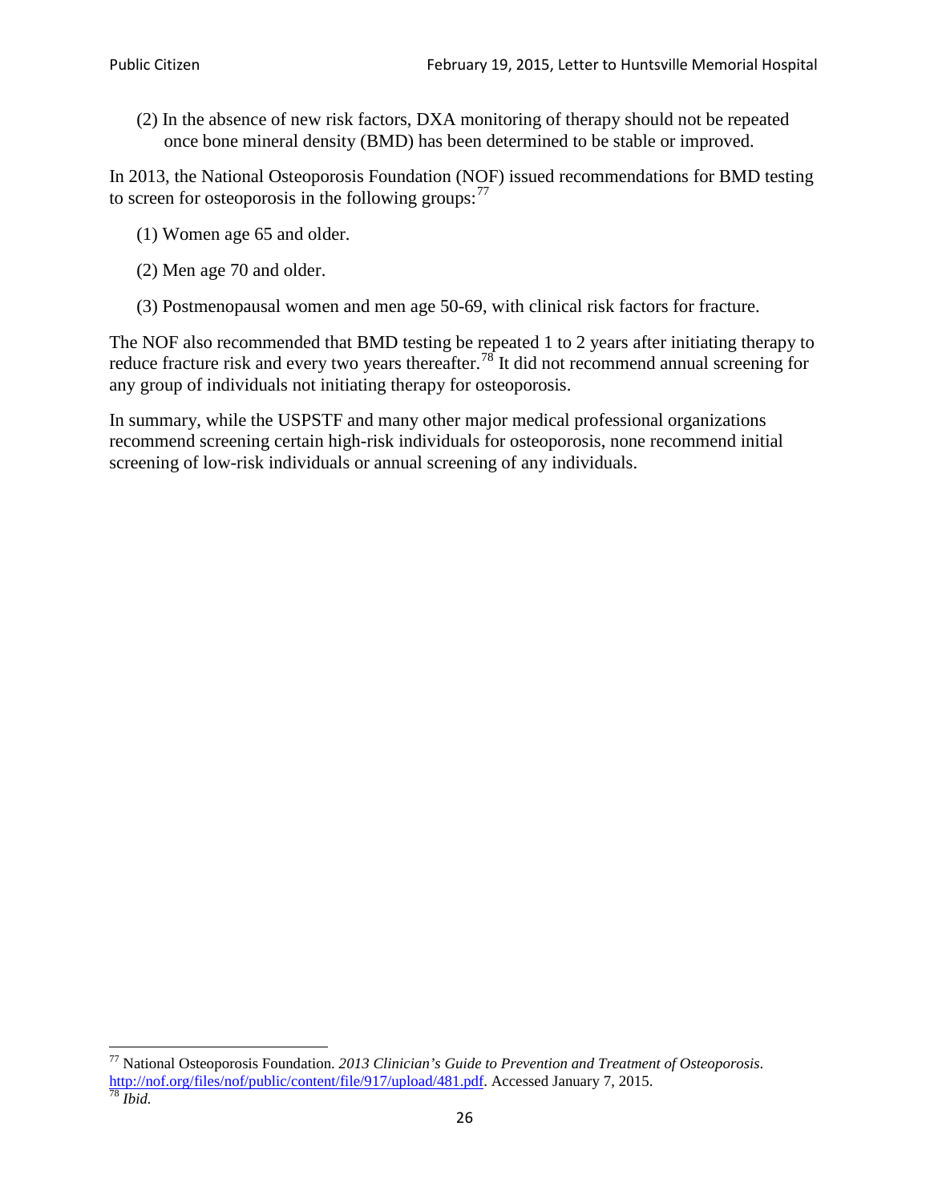(2) In the absence of new risk factors, DXA monitoring of therapy should not be repeated once bone mineral density (BMD) has been determined to be stable or improved.

In 2013, the National Osteoporosis Foundation (NOF) issued recommendations for BMD testing to screen for osteoporosis in the following groups:[77]

(1) Women age 65 and older.

(2) Men age 70 and older.

(3) Postmenopausal women and men age 50-69, with clinical risk factors for fracture.

The NOF also recommended that BMD testing be repeated 1 to 2 years after initiating therapy to reduce fracture risk and every two years thereafter.[78] It did not recommend annual screening for any group of individuals not initiating therapy for osteoporosis.

In summary, while the USPSTF and many other major medical professional organizations recommend screening certain high-risk individuals for osteoporosis, none recommend initial screening of low-risk individuals or annual screening of any individuals.

---

[77] National Osteoporosis Foundation. *2013 Clinician's Guide to Prevention and Treatment of Osteoporosis*. http://nof.org/files/nof/public/content/file/917/upload/481.pdf. Accessed January 7, 2015.

[78] *Ibid.*